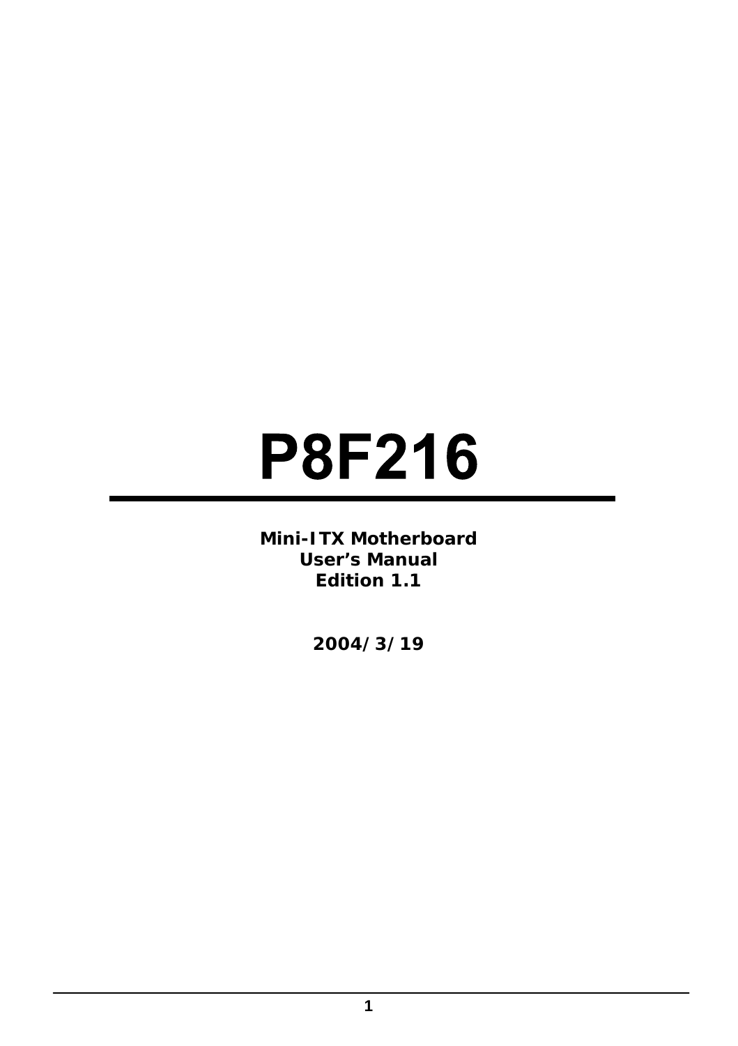# P8F216

**Mini-ITX Motherboard**
**User's Manual**
**Edition 1.1**

**2004/3/19**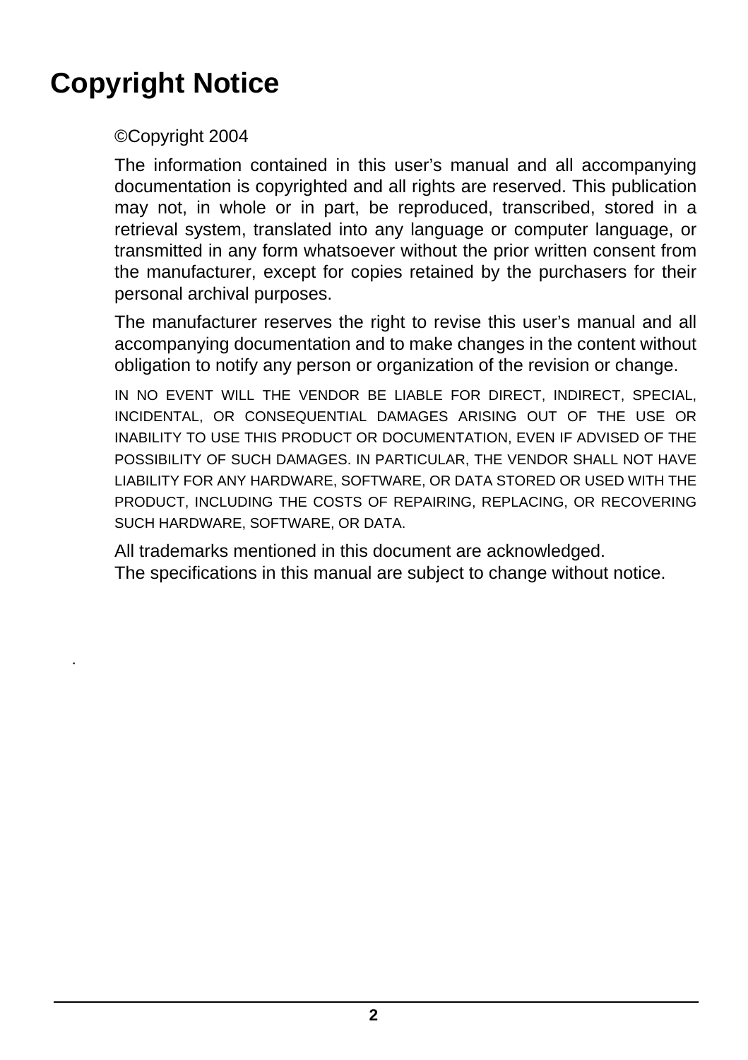# Copyright Notice

©Copyright 2004

The information contained in this user's manual and all accompanying documentation is copyrighted and all rights are reserved. This publication may not, in whole or in part, be reproduced, transcribed, stored in a retrieval system, translated into any language or computer language, or transmitted in any form whatsoever without the prior written consent from the manufacturer, except for copies retained by the purchasers for their personal archival purposes.

The manufacturer reserves the right to revise this user's manual and all accompanying documentation and to make changes in the content without obligation to notify any person or organization of the revision or change.

IN NO EVENT WILL THE VENDOR BE LIABLE FOR DIRECT, INDIRECT, SPECIAL, INCIDENTAL, OR CONSEQUENTIAL DAMAGES ARISING OUT OF THE USE OR INABILITY TO USE THIS PRODUCT OR DOCUMENTATION, EVEN IF ADVISED OF THE POSSIBILITY OF SUCH DAMAGES. IN PARTICULAR, THE VENDOR SHALL NOT HAVE LIABILITY FOR ANY HARDWARE, SOFTWARE, OR DATA STORED OR USED WITH THE PRODUCT, INCLUDING THE COSTS OF REPAIRING, REPLACING, OR RECOVERING SUCH HARDWARE, SOFTWARE, OR DATA.

All trademarks mentioned in this document are acknowledged.
The specifications in this manual are subject to change without notice.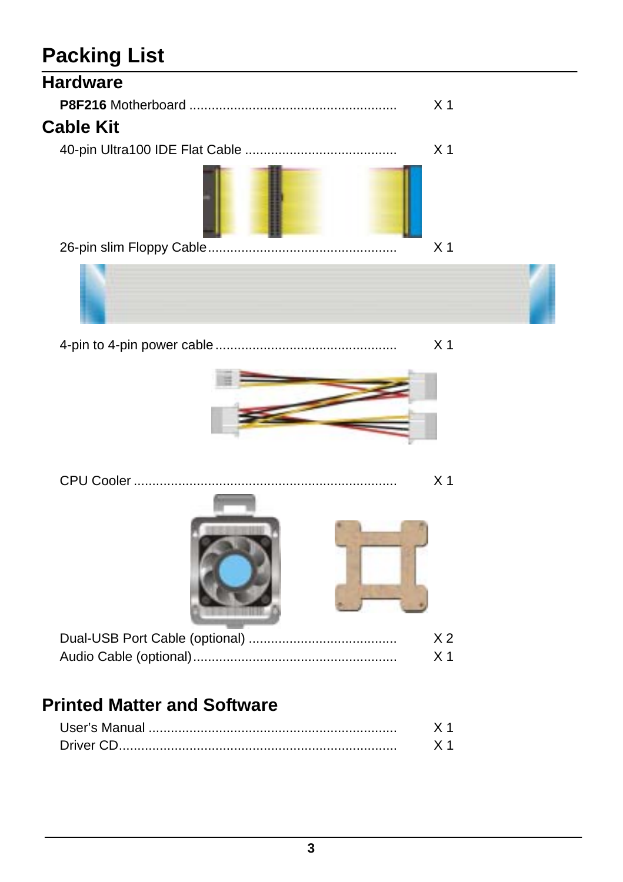# Packing List

## Hardware

**P8F216** Motherboard ........................................................ X 1

## Cable Kit

40-pin Ultra100 IDE Flat Cable ......................................... X 1

26-pin slim Floppy Cable.................................................. X 1

4-pin to 4-pin power cable................................................ X 1

CPU Cooler ...................................................................... X 1

Dual-USB Port Cable (optional) ........................................ X 2

Audio Cable (optional)...................................................... X 1

## Printed Matter and Software

User's Manual .................................................................. X 1

Driver CD.......................................................................... X 1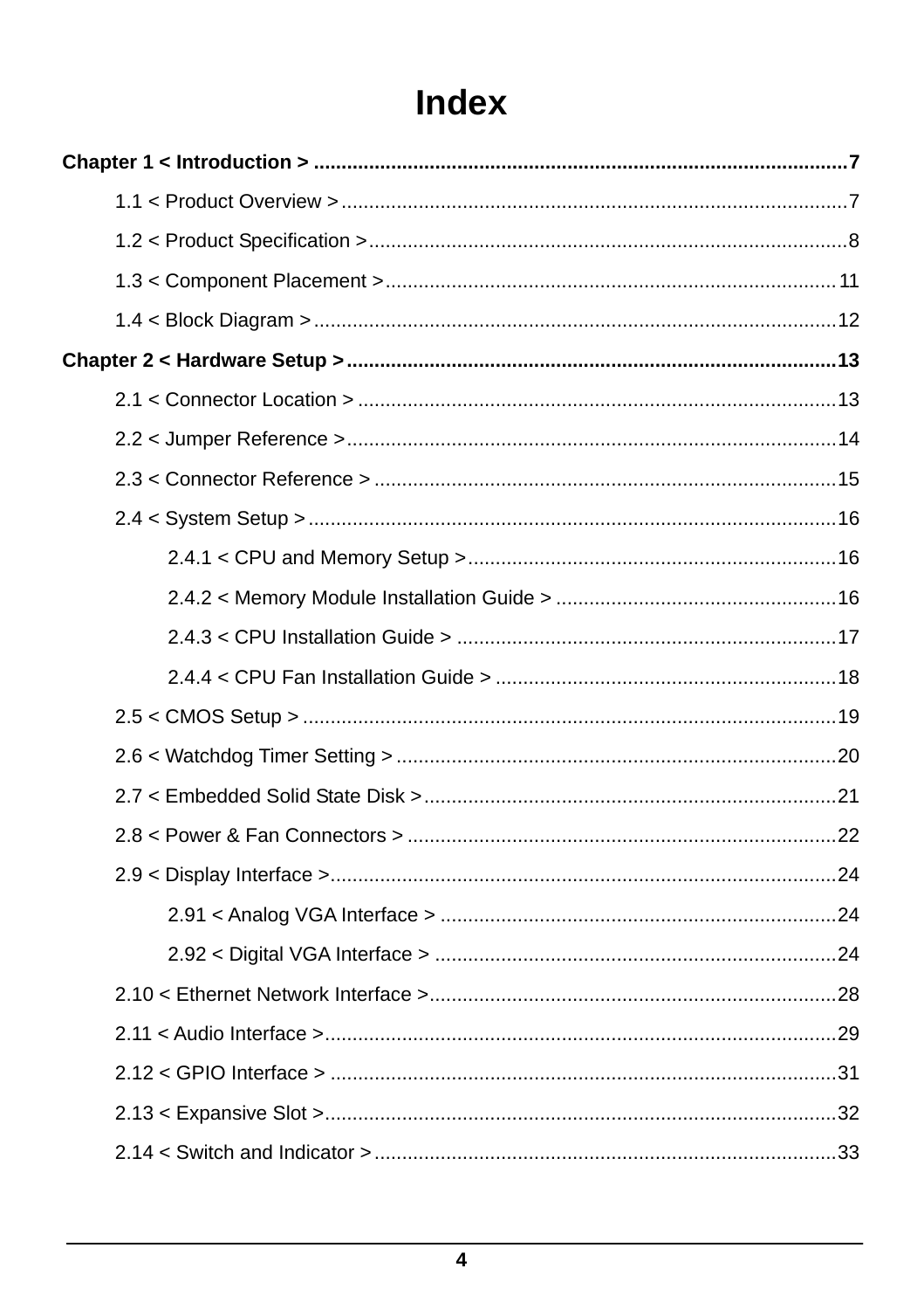# Index

**Chapter 1 < Introduction > ................................................................................................7**

1.1 < Product Overview >...........................................................................................7

1.2 < Product Specification >......................................................................................8

1.3 < Component Placement >..................................................................................11

1.4 < Block Diagram >...............................................................................................12

**Chapter 2 < Hardware Setup >.........................................................................................13**

2.1 < Connector Location > .......................................................................................13

2.2 < Jumper Reference >.........................................................................................14

2.3 < Connector Reference > ....................................................................................15

2.4 < System Setup >................................................................................................16

2.4.1 < CPU and Memory Setup >...................................................................16

2.4.2 < Memory Module Installation Guide > ...................................................16

2.4.3 < CPU Installation Guide > .....................................................................17

2.4.4 < CPU Fan Installation Guide > ..............................................................18

2.5 < CMOS Setup > .................................................................................................19

2.6 < Watchdog Timer Setting > ................................................................................20

2.7 < Embedded Solid State Disk >...........................................................................21

2.8 < Power & Fan Connectors > ..............................................................................22

2.9 < Display Interface >............................................................................................24

2.91 < Analog VGA Interface > ........................................................................24

2.92 < Digital VGA Interface > .........................................................................24

2.10 < Ethernet Network Interface >..........................................................................28

2.11 < Audio Interface >.............................................................................................29

2.12 < GPIO Interface > ............................................................................................31

2.13 < Expansive Slot >.............................................................................................32

2.14 < Switch and Indicator >....................................................................................33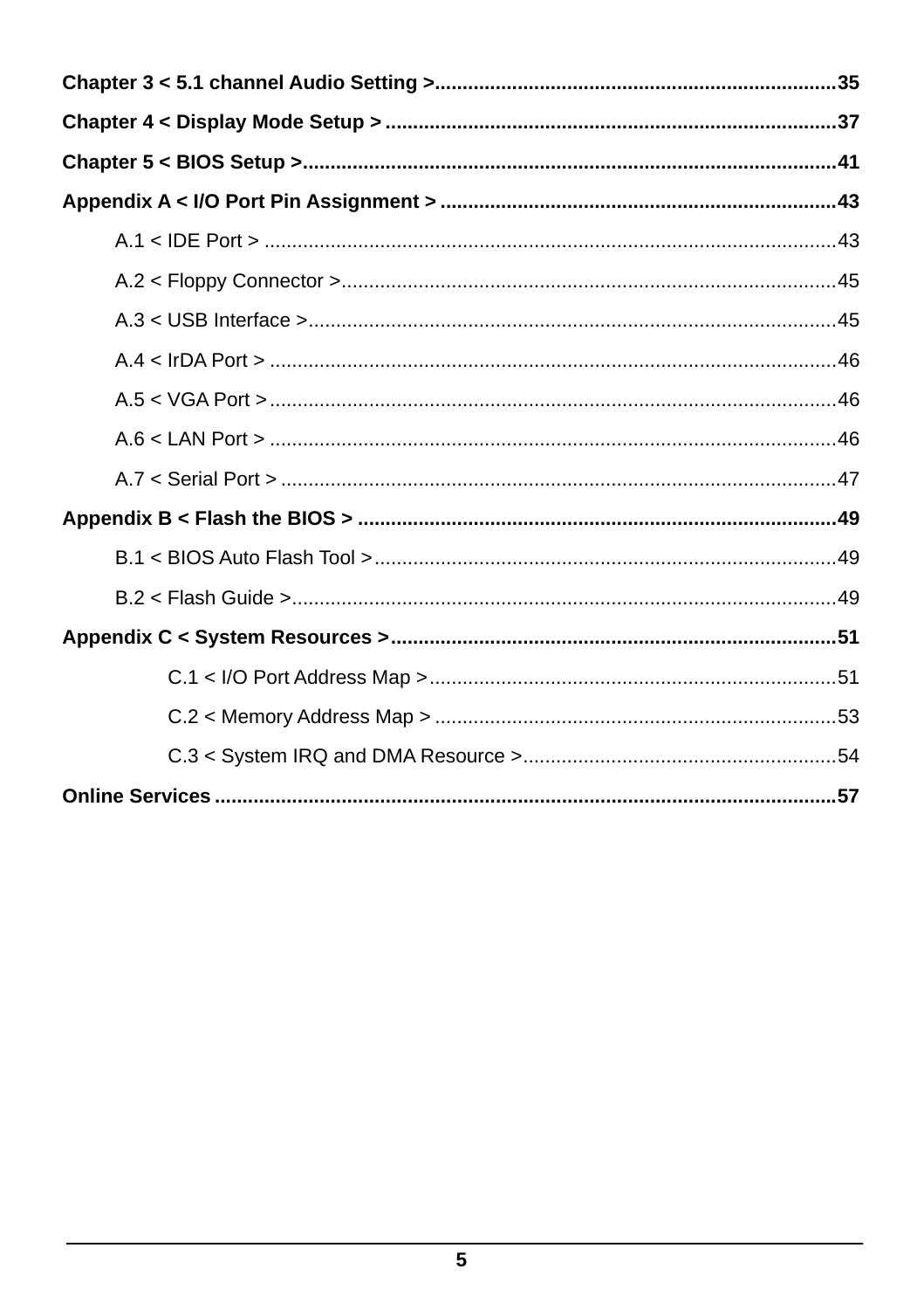**Chapter 3 < 5.1 channel Audio Setting >........................................................................35**

**Chapter 4 < Display Mode Setup >..................................................................................37**

**Chapter 5 < BIOS Setup >.................................................................................................41**

**Appendix A < I/O Port Pin Assignment >........................................................................43**

A.1 < IDE Port >........................................................................................................43

A.2 < Floppy Connector >.........................................................................................45

A.3 < USB Interface >...............................................................................................45

A.4 < IrDA Port >.......................................................................................................46

A.5 < VGA Port >.......................................................................................................46

A.6 < LAN Port >.......................................................................................................46

A.7 < Serial Port >.....................................................................................................47

**Appendix B < Flash the BIOS >.......................................................................................49**

B.1 < BIOS Auto Flash Tool >....................................................................................49

B.2 < Flash Guide >...................................................................................................49

**Appendix C < System Resources >.................................................................................51**

C.1 < I/O Port Address Map >..........................................................................51

C.2 < Memory Address Map >.........................................................................53

C.3 < System IRQ and DMA Resource >.........................................................54

**Online Services................................................................................................................57**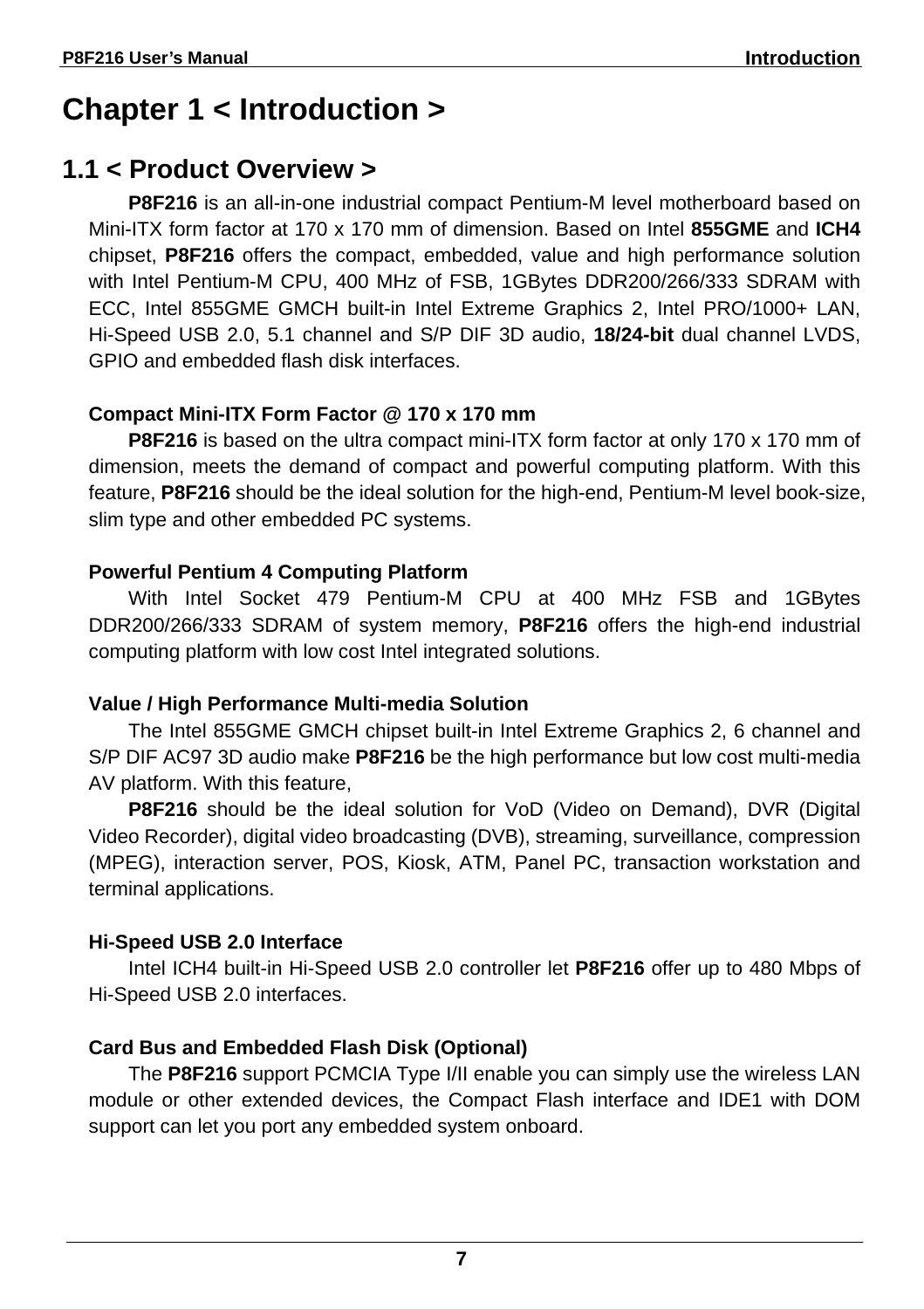# Chapter 1 < Introduction >

## 1.1 < Product Overview >

**P8F216** is an all-in-one industrial compact Pentium-M level motherboard based on Mini-ITX form factor at 170 x 170 mm of dimension. Based on Intel **855GME** and **ICH4** chipset, **P8F216** offers the compact, embedded, value and high performance solution with Intel Pentium-M CPU, 400 MHz of FSB, 1GBytes DDR200/266/333 SDRAM with ECC, Intel 855GME GMCH built-in Intel Extreme Graphics 2, Intel PRO/1000+ LAN, Hi-Speed USB 2.0, 5.1 channel and S/P DIF 3D audio, **18/24-bit** dual channel LVDS, GPIO and embedded flash disk interfaces.

**Compact Mini-ITX Form Factor @ 170 x 170 mm**

**P8F216** is based on the ultra compact mini-ITX form factor at only 170 x 170 mm of dimension, meets the demand of compact and powerful computing platform. With this feature, **P8F216** should be the ideal solution for the high-end, Pentium-M level book-size, slim type and other embedded PC systems.

**Powerful Pentium 4 Computing Platform**

With Intel Socket 479 Pentium-M CPU at 400 MHz FSB and 1GBytes DDR200/266/333 SDRAM of system memory, **P8F216** offers the high-end industrial computing platform with low cost Intel integrated solutions.

**Value / High Performance Multi-media Solution**

The Intel 855GME GMCH chipset built-in Intel Extreme Graphics 2, 6 channel and S/P DIF AC97 3D audio make **P8F216** be the high performance but low cost multi-media AV platform. With this feature,

**P8F216** should be the ideal solution for VoD (Video on Demand), DVR (Digital Video Recorder), digital video broadcasting (DVB), streaming, surveillance, compression (MPEG), interaction server, POS, Kiosk, ATM, Panel PC, transaction workstation and terminal applications.

**Hi-Speed USB 2.0 Interface**

Intel ICH4 built-in Hi-Speed USB 2.0 controller let **P8F216** offer up to 480 Mbps of Hi-Speed USB 2.0 interfaces.

**Card Bus and Embedded Flash Disk (Optional)**

The **P8F216** support PCMCIA Type I/II enable you can simply use the wireless LAN module or other extended devices, the Compact Flash interface and IDE1 with DOM support can let you port any embedded system onboard.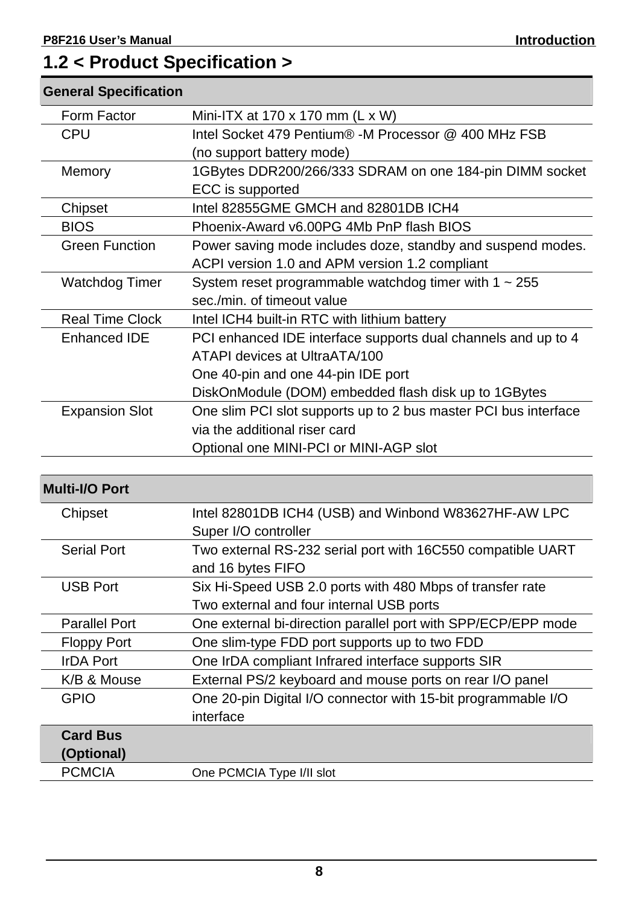## 1.2 < Product Specification >

| **General Specification** | |
|---|---|
| Form Factor | Mini-ITX at 170 x 170 mm (L x W) |
| CPU | Intel Socket 479 Pentium® -M Processor @ 400 MHz FSB<br>(no support battery mode) |
| Memory | 1GBytes DDR200/266/333 SDRAM on one 184-pin DIMM socket<br>ECC is supported |
| Chipset | Intel 82855GME GMCH and 82801DB ICH4 |
| BIOS | Phoenix-Award v6.00PG 4Mb PnP flash BIOS |
| Green Function | Power saving mode includes doze, standby and suspend modes.<br>ACPI version 1.0 and APM version 1.2 compliant |
| Watchdog Timer | System reset programmable watchdog timer with 1 ~ 255 sec./min. of timeout value |
| Real Time Clock | Intel ICH4 built-in RTC with lithium battery |
| Enhanced IDE | PCI enhanced IDE interface supports dual channels and up to 4 ATAPI devices at UltraATA/100<br>One 40-pin and one 44-pin IDE port<br>DiskOnModule (DOM) embedded flash disk up to 1GBytes |
| Expansion Slot | One slim PCI slot supports up to 2 bus master PCI bus interface via the additional riser card<br>Optional one MINI-PCI or MINI-AGP slot |

| **Multi-I/O Port** | |
|---|---|
| Chipset | Intel 82801DB ICH4 (USB) and Winbond W83627HF-AW LPC Super I/O controller |
| Serial Port | Two external RS-232 serial port with 16C550 compatible UART and 16 bytes FIFO |
| USB Port | Six Hi-Speed USB 2.0 ports with 480 Mbps of transfer rate<br>Two external and four internal USB ports |
| Parallel Port | One external bi-direction parallel port with SPP/ECP/EPP mode |
| Floppy Port | One slim-type FDD port supports up to two FDD |
| IrDA Port | One IrDA compliant Infrared interface supports SIR |
| K/B & Mouse | External PS/2 keyboard and mouse ports on rear I/O panel |
| GPIO | One 20-pin Digital I/O connector with 15-bit programmable I/O interface |
| **Card Bus (Optional)** | |
| PCMCIA | One PCMCIA Type I/II slot |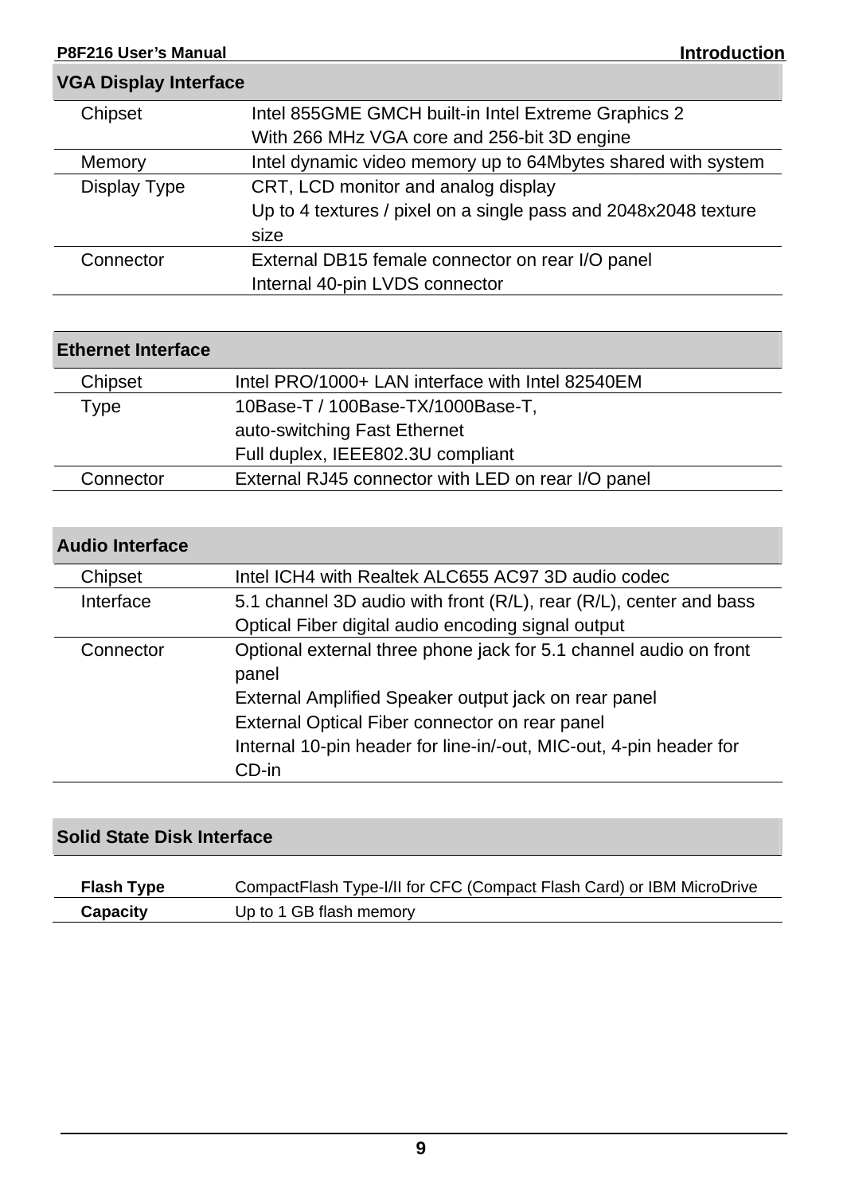## VGA Display Interface

| | |
|---|---|
| Chipset | Intel 855GME GMCH built-in Intel Extreme Graphics 2<br>With 266 MHz VGA core and 256-bit 3D engine |
| Memory | Intel dynamic video memory up to 64Mbytes shared with system |
| Display Type | CRT, LCD monitor and analog display<br>Up to 4 textures / pixel on a single pass and 2048x2048 texture size |
| Connector | External DB15 female connector on rear I/O panel<br>Internal 40-pin LVDS connector |

## Ethernet Interface

| | |
|---|---|
| Chipset | Intel PRO/1000+ LAN interface with Intel 82540EM |
| Type | 10Base-T / 100Base-TX/1000Base-T,<br>auto-switching Fast Ethernet<br>Full duplex, IEEE802.3U compliant |
| Connector | External RJ45 connector with LED on rear I/O panel |

## Audio Interface

| | |
|---|---|
| Chipset | Intel ICH4 with Realtek ALC655 AC97 3D audio codec |
| Interface | 5.1 channel 3D audio with front (R/L), rear (R/L), center and bass<br>Optical Fiber digital audio encoding signal output |
| Connector | Optional external three phone jack for 5.1 channel audio on front panel<br>External Amplified Speaker output jack on rear panel<br>External Optical Fiber connector on rear panel<br>Internal 10-pin header for line-in/-out, MIC-out, 4-pin header for CD-in |

## Solid State Disk Interface

| | |
|---|---|
| **Flash Type** | CompactFlash Type-I/II for CFC (Compact Flash Card) or IBM MicroDrive |
| **Capacity** | Up to 1 GB flash memory |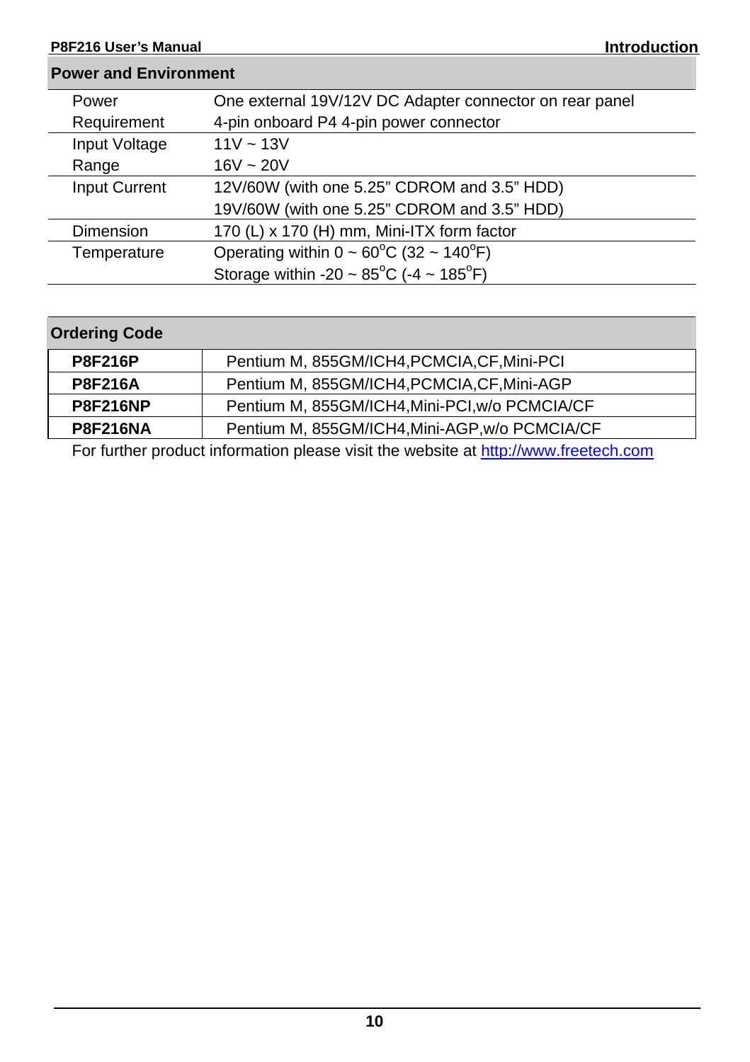## Power and Environment

| | |
|---|---|
| Power Requirement | One external 19V/12V DC Adapter connector on rear panel<br>4-pin onboard P4 4-pin power connector |
| Input Voltage Range | 11V ~ 13V<br>16V ~ 20V |
| Input Current | 12V/60W (with one 5.25" CDROM and 3.5" HDD)<br>19V/60W (with one 5.25" CDROM and 3.5" HDD) |
| Dimension | 170 (L) x 170 (H) mm, Mini-ITX form factor |
| Temperature | Operating within 0 ~ 60$^{o}$C (32 ~ 140$^{o}$F)<br>Storage within -20 ~ 85$^{o}$C (-4 ~ 185$^{o}$F) |

## Ordering Code

| | |
|---|---|
| **P8F216P** | Pentium M, 855GM/ICH4,PCMCIA,CF,Mini-PCI |
| **P8F216A** | Pentium M, 855GM/ICH4,PCMCIA,CF,Mini-AGP |
| **P8F216NP** | Pentium M, 855GM/ICH4,Mini-PCI,w/o PCMCIA/CF |
| **P8F216NA** | Pentium M, 855GM/ICH4,Mini-AGP,w/o PCMCIA/CF |

For further product information please visit the website at http://www.freetech.com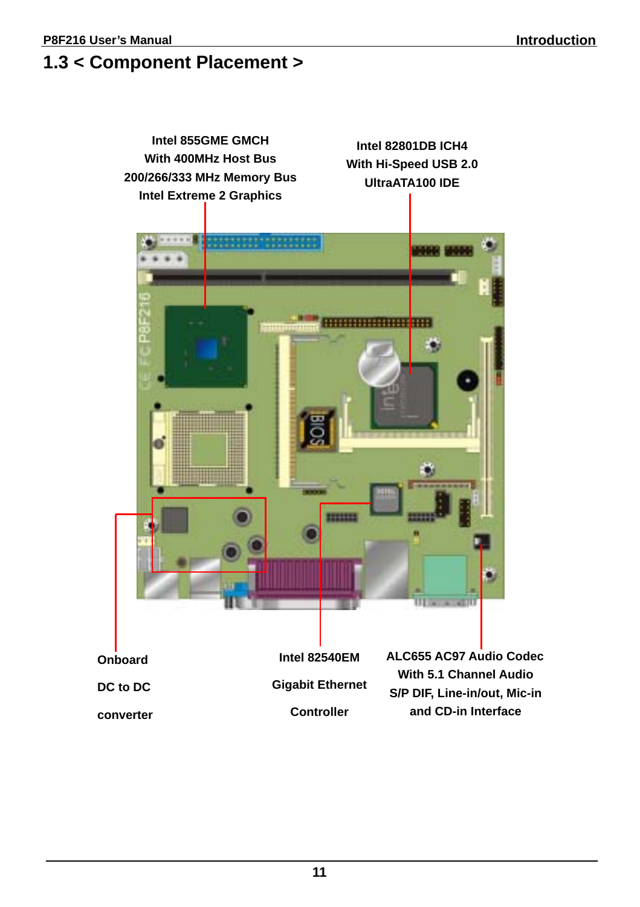## 1.3 < Component Placement >

Intel 855GME GMCH
With 400MHz Host Bus
200/266/333 MHz Memory Bus
Intel Extreme 2 Graphics

Intel 82801DB ICH4
With Hi-Speed USB 2.0
UltraATA100 IDE

Onboard
DC to DC
converter

Intel 82540EM
Gigabit Ethernet
Controller

ALC655 AC97 Audio Codec
With 5.1 Channel Audio
S/P DIF, Line-in/out, Mic-in
and CD-in Interface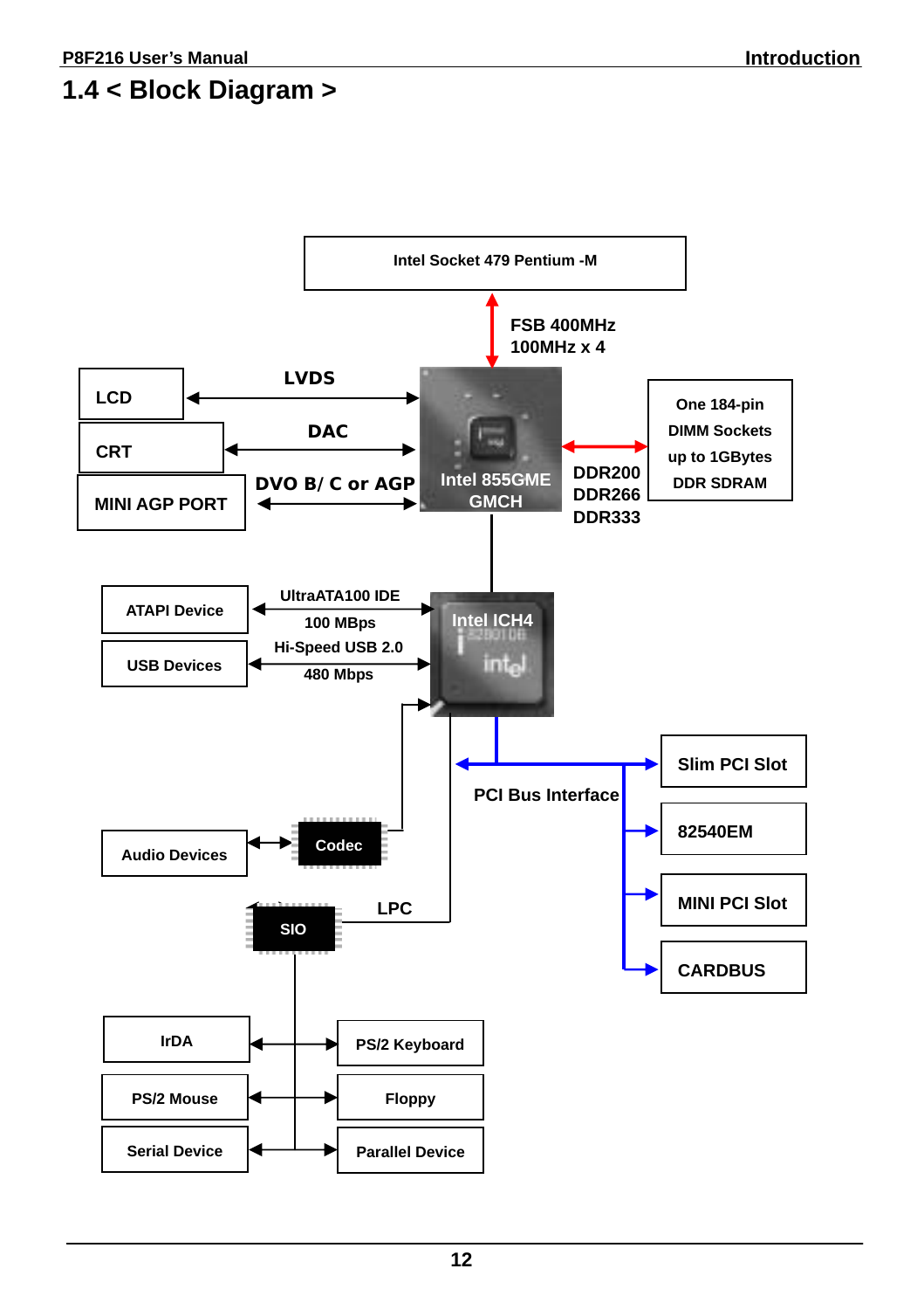## 1.4 < Block Diagram >

Intel Socket 479 Pentium -M

FSB 400MHz
100MHz x 4

LCD — LVDS
CRT — DAC
MINI AGP PORT — DVO B/ C or AGP

Intel 855GME GMCH

DDR200
DDR266
DDR333

One 184-pin DIMM Sockets up to 1GBytes DDR SDRAM

ATAPI Device — UltraATA100 IDE 100 MBps
USB Devices — Hi-Speed USB 2.0 480 Mbps

Intel ICH4

PCI Bus Interface
- Slim PCI Slot
- 82540EM
- MINI PCI Slot
- CARDBUS

Audio Devices — Codec

SIO — LPC

- IrDA
- PS/2 Keyboard
- PS/2 Mouse
- Floppy
- Serial Device
- Parallel Device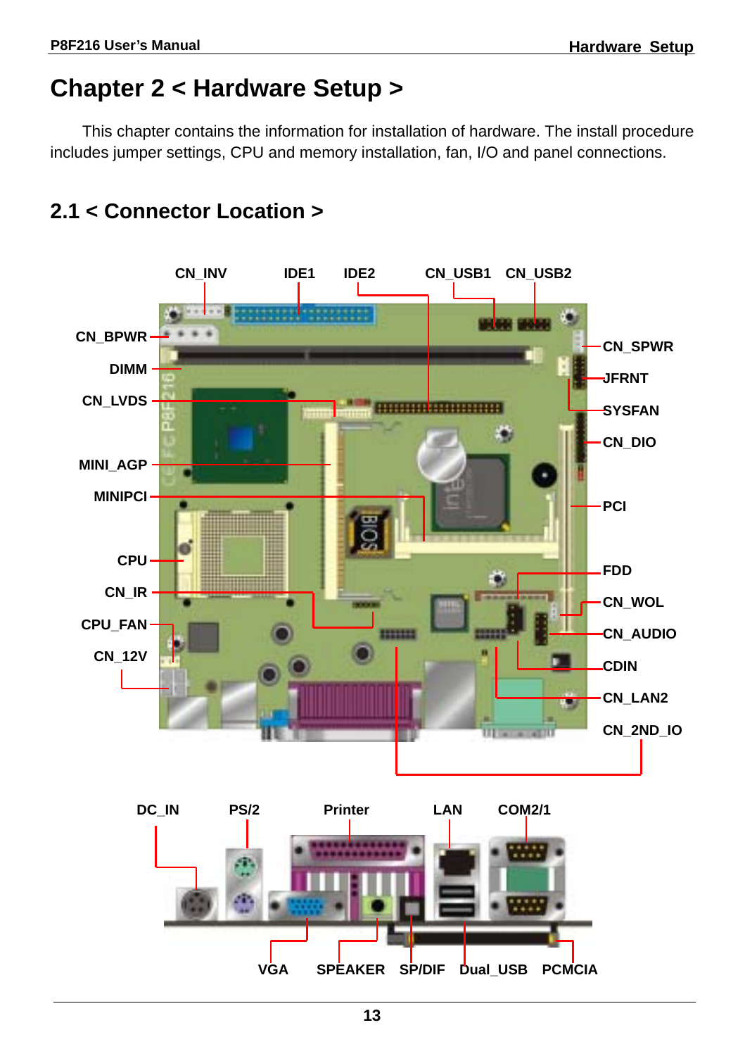# Chapter 2 < Hardware Setup >

This chapter contains the information for installation of hardware. The install procedure includes jumper settings, CPU and memory installation, fan, I/O and panel connections.

## 2.1 < Connector Location >

CN_INV IDE1 IDE2 CN_USB1 CN_USB2

CN_BPWR
DIMM
CN_LVDS
MINI_AGP
MINIPCI
CPU
CN_IR
CPU_FAN
CN_12V

CN_SPWR
JFRNT
SYSFAN
CN_DIO
PCI
FDD
CN_WOL
CN_AUDIO
CDIN
CN_LAN2
CN_2ND_IO

DC_IN PS/2 Printer LAN COM2/1

VGA SPEAKER SP/DIF Dual_USB PCMCIA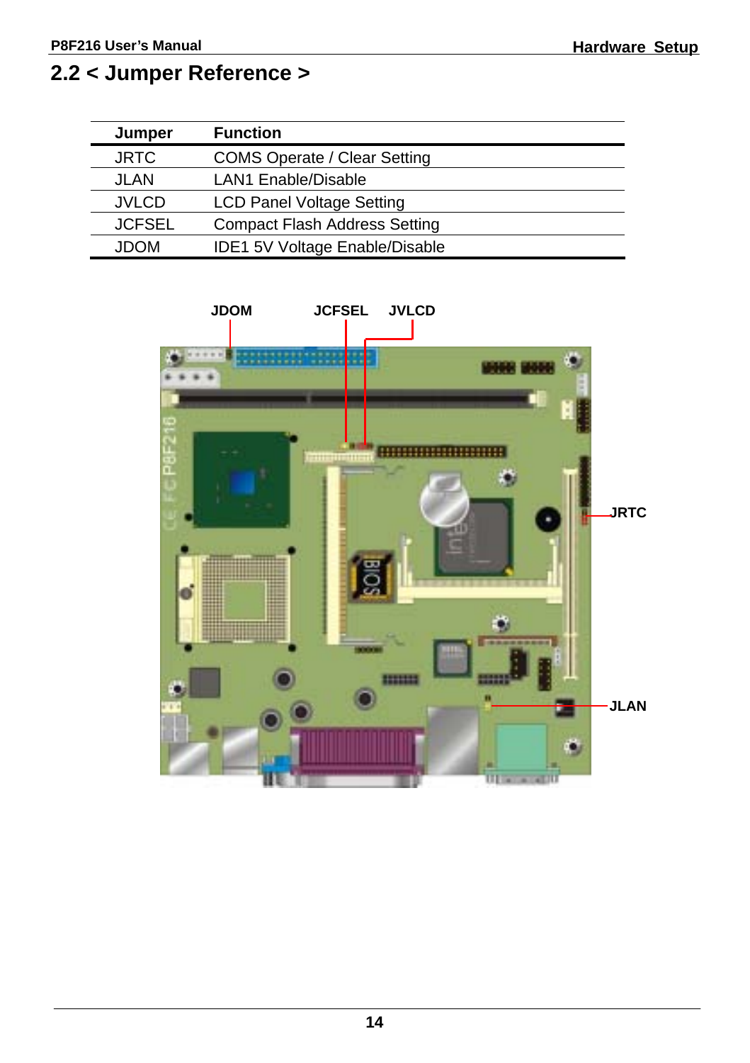## 2.2 < Jumper Reference >

| Jumper | Function |
|---|---|
| JRTC | COMS Operate / Clear Setting |
| JLAN | LAN1 Enable/Disable |
| JVLCD | LCD Panel Voltage Setting |
| JCFSEL | Compact Flash Address Setting |
| JDOM | IDE1 5V Voltage Enable/Disable |

JDOM JCFSEL JVLCD

JRTC

JLAN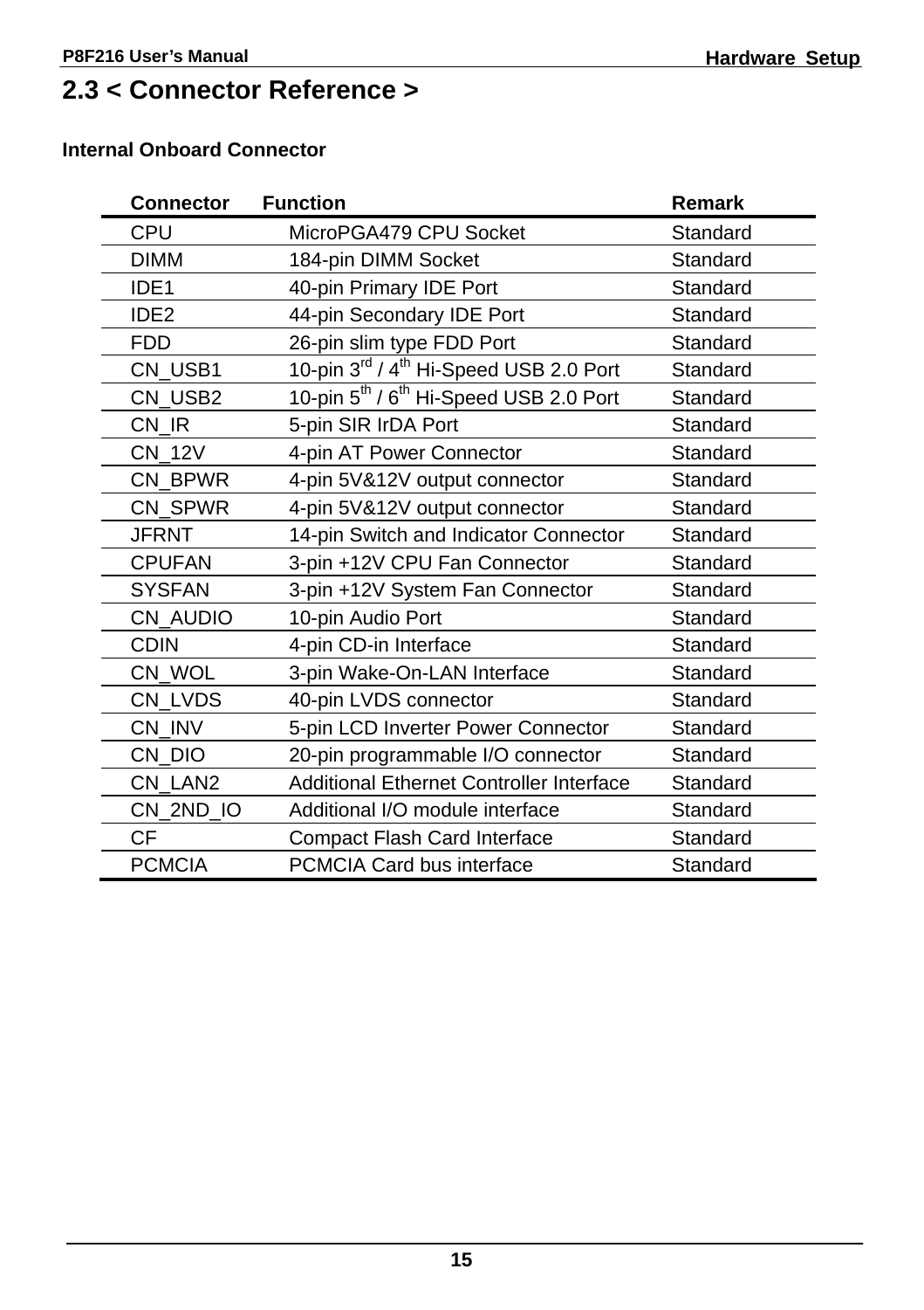## 2.3 < Connector Reference >

**Internal Onboard Connector**

| Connector | Function | Remark |
|---|---|---|
| CPU | MicroPGA479 CPU Socket | Standard |
| DIMM | 184-pin DIMM Socket | Standard |
| IDE1 | 40-pin Primary IDE Port | Standard |
| IDE2 | 44-pin Secondary IDE Port | Standard |
| FDD | 26-pin slim type FDD Port | Standard |
| CN_USB1 | 10-pin 3rd / 4th Hi-Speed USB 2.0 Port | Standard |
| CN_USB2 | 10-pin 5th / 6th Hi-Speed USB 2.0 Port | Standard |
| CN_IR | 5-pin SIR IrDA Port | Standard |
| CN_12V | 4-pin AT Power Connector | Standard |
| CN_BPWR | 4-pin 5V&12V output connector | Standard |
| CN_SPWR | 4-pin 5V&12V output connector | Standard |
| JFRNT | 14-pin Switch and Indicator Connector | Standard |
| CPUFAN | 3-pin +12V CPU Fan Connector | Standard |
| SYSFAN | 3-pin +12V System Fan Connector | Standard |
| CN_AUDIO | 10-pin Audio Port | Standard |
| CDIN | 4-pin CD-in Interface | Standard |
| CN_WOL | 3-pin Wake-On-LAN Interface | Standard |
| CN_LVDS | 40-pin LVDS connector | Standard |
| CN_INV | 5-pin LCD Inverter Power Connector | Standard |
| CN_DIO | 20-pin programmable I/O connector | Standard |
| CN_LAN2 | Additional Ethernet Controller Interface | Standard |
| CN_2ND_IO | Additional I/O module interface | Standard |
| CF | Compact Flash Card Interface | Standard |
| PCMCIA | PCMCIA Card bus interface | Standard |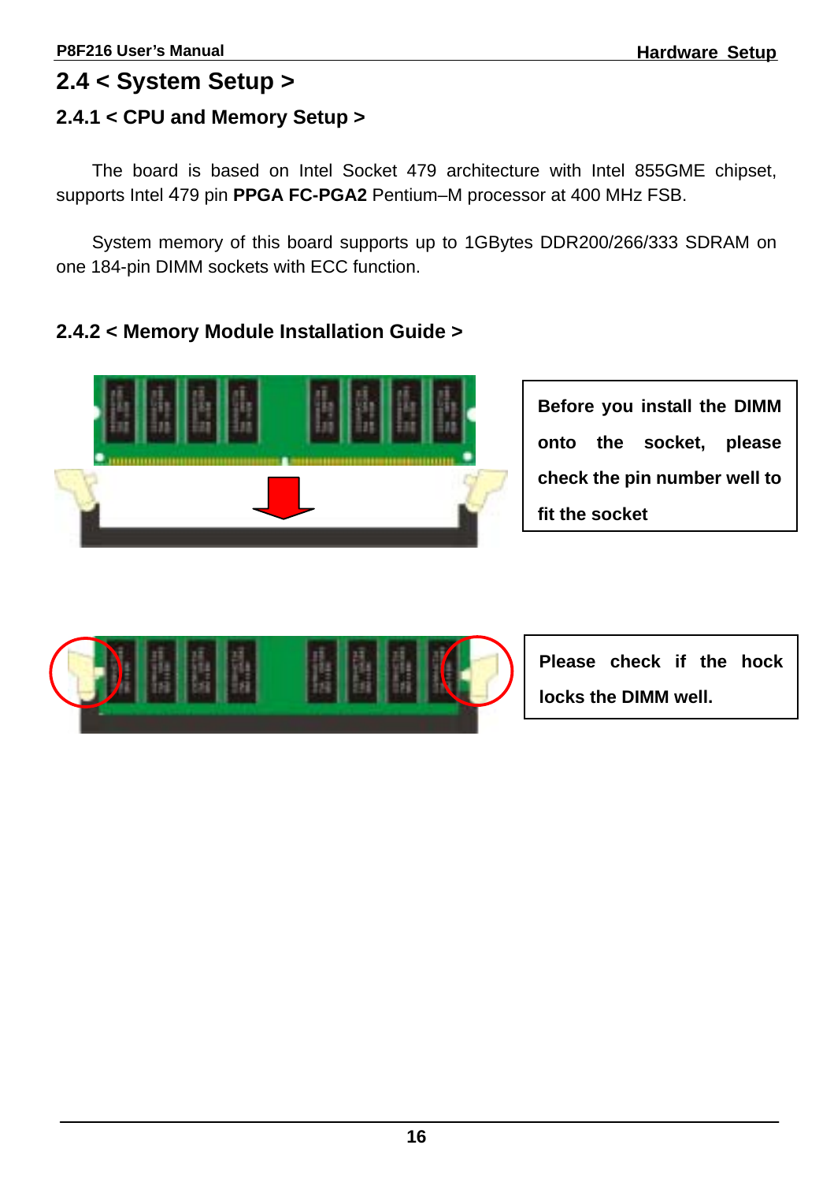## 2.4 < System Setup >

### 2.4.1 < CPU and Memory Setup >

The board is based on Intel Socket 479 architecture with Intel 855GME chipset, supports Intel 479 pin **PPGA FC-PGA2** Pentium–M processor at 400 MHz FSB.

System memory of this board supports up to 1GBytes DDR200/266/333 SDRAM on one 184-pin DIMM sockets with ECC function.

### 2.4.2 < Memory Module Installation Guide >

**Before you install the DIMM onto the socket, please check the pin number well to fit the socket**

**Please check if the hock locks the DIMM well.**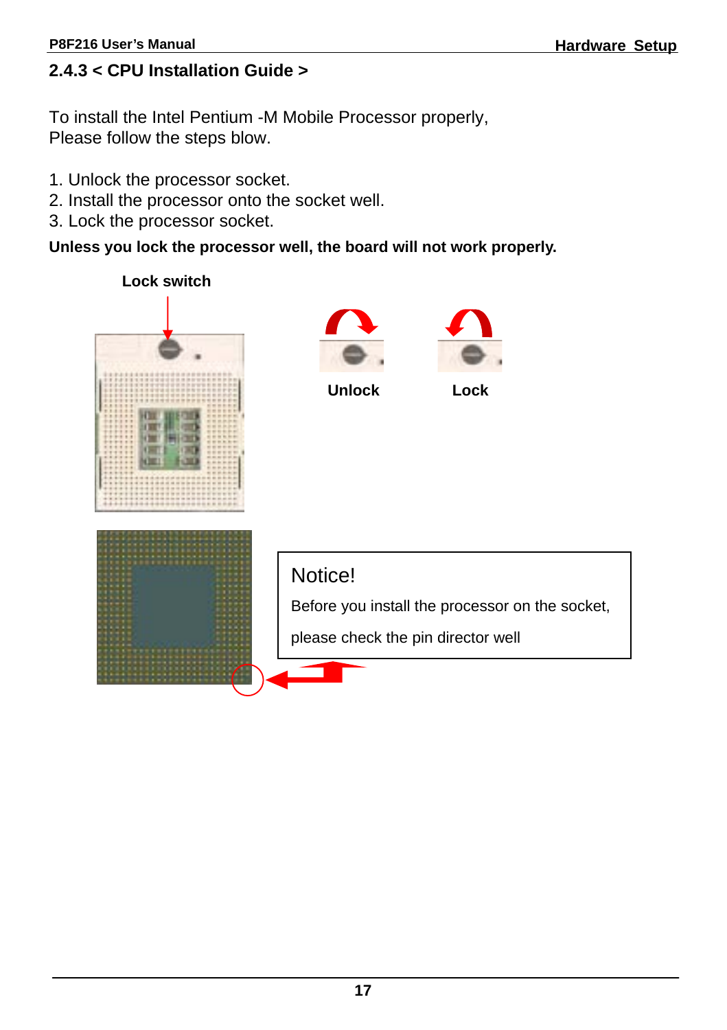## 2.4.3 < CPU Installation Guide >

To install the Intel Pentium -M Mobile Processor properly,
Please follow the steps blow.

1. Unlock the processor socket.
2. Install the processor onto the socket well.
3. Lock the processor socket.

**Unless you lock the processor well, the board will not work properly.**

**Lock switch**

**Unlock** **Lock**

Notice!

Before you install the processor on the socket,

please check the pin director well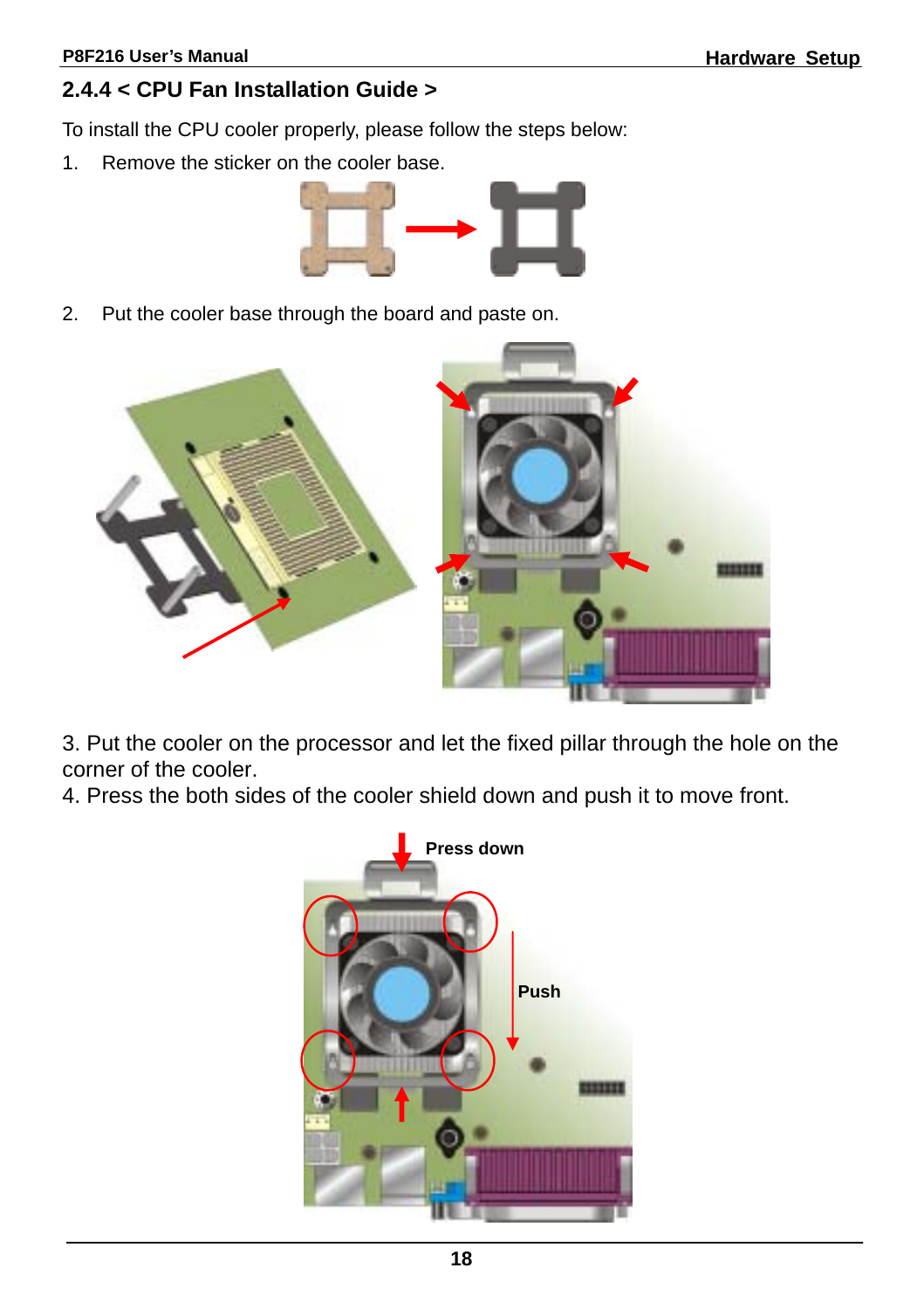## 2.4.4 < CPU Fan Installation Guide >

To install the CPU cooler properly, please follow the steps below:

1. Remove the sticker on the cooler base.

2. Put the cooler base through the board and paste on.

3. Put the cooler on the processor and let the fixed pillar through the hole on the corner of the cooler.
4. Press the both sides of the cooler shield down and push it to move front.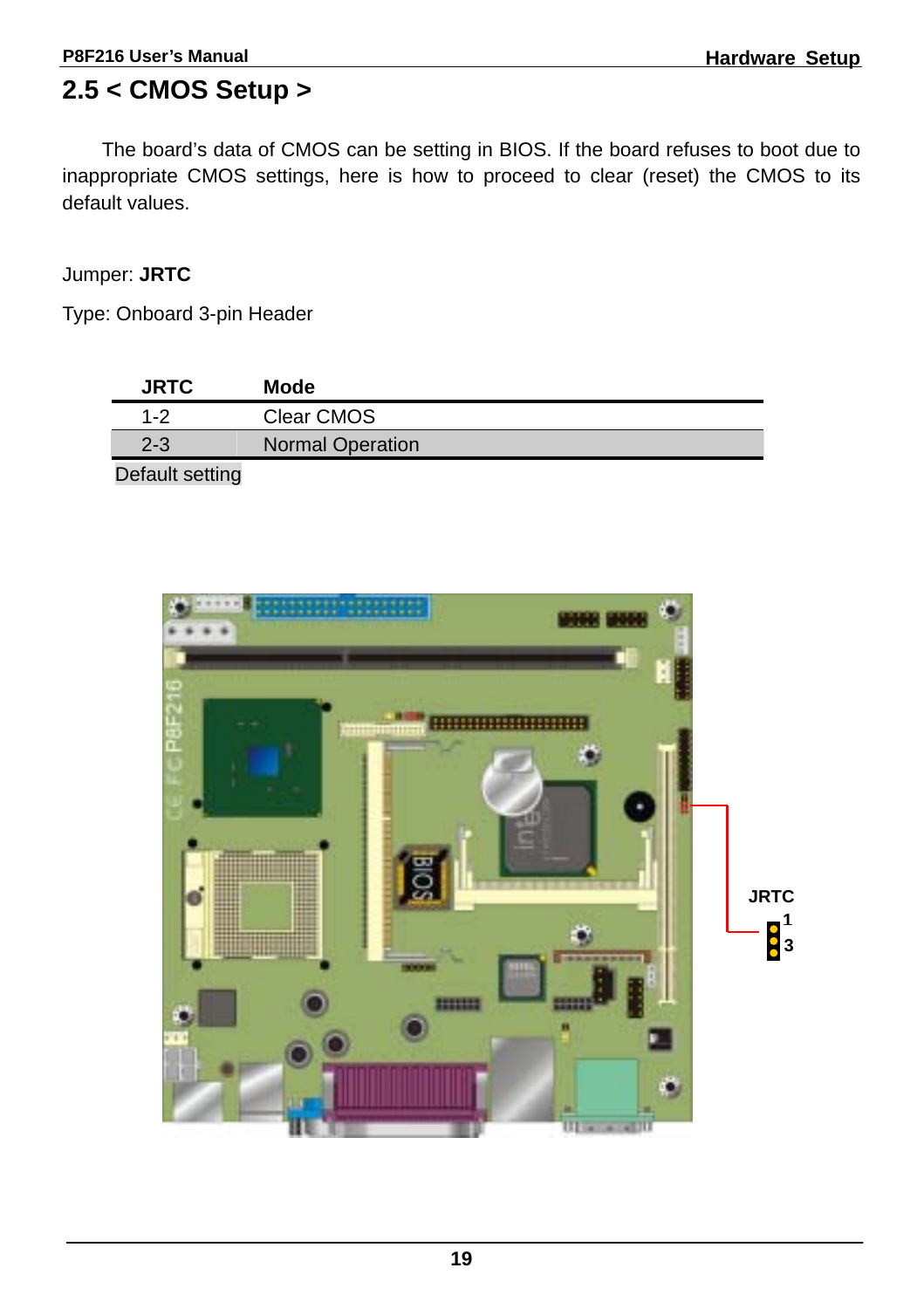## 2.5 < CMOS Setup >

The board's data of CMOS can be setting in BIOS. If the board refuses to boot due to inappropriate CMOS settings, here is how to proceed to clear (reset) the CMOS to its default values.

Jumper: **JRTC**

Type: Onboard 3-pin Header

| JRTC | Mode |
|---|---|
| 1-2 | Clear CMOS |
| 2-3 | Normal Operation |

Default setting

JRTC
1
3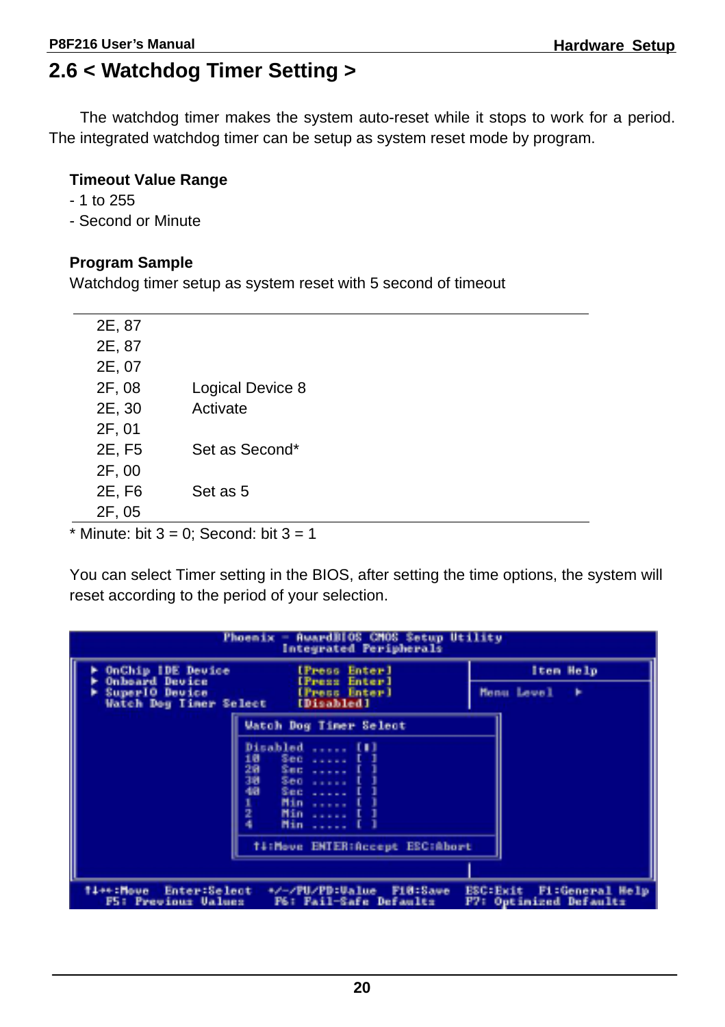## 2.6 < Watchdog Timer Setting >

The watchdog timer makes the system auto-reset while it stops to work for a period. The integrated watchdog timer can be setup as system reset mode by program.

**Timeout Value Range**

- 1 to 255
- Second or Minute

**Program Sample**

Watchdog timer setup as system reset with 5 second of timeout

| | |
|---|---|
| 2E, 87 | |
| 2E, 87 | |
| 2E, 07 | |
| 2F, 08 | Logical Device 8 |
| 2E, 30 | Activate |
| 2F, 01 | |
| 2E, F5 | Set as Second* |
| 2F, 00 | |
| 2E, F6 | Set as 5 |
| 2F, 05 | |

* Minute: bit 3 = 0; Second: bit 3 = 1

You can select Timer setting in the BIOS, after setting the time options, the system will reset according to the period of your selection.

```
Phoenix - AwardBIOS CMOS Setup Utility
Integrated Peripherals

► OnChip IDE Device        [Press Enter]    |  Item Help
► Onboard Device           [Press Enter]    |
► SuperIO Device           [Press Enter]    |  Menu Level  ►
  Watch Dog Timer Select   [Disabled]       |

        Watch Dog Timer Select
        Disabled ...... [■]
        10  Sec ...... [ ]
        20  Sec ...... [ ]
        30  Sec ...... [ ]
        40  Sec ...... [ ]
        1   Min ...... [ ]
        2   Min ...... [ ]
        4   Min ...... [ ]
        ↑↓:Move ENTER:Accept ESC:Abort

↑↓→←:Move  Enter:Select  +/-/PU/PD:Value  F10:Save  ESC:Exit  F1:General Help
F5: Previous Values   F6: Fail-Safe Defaults   F7: Optimized Defaults
```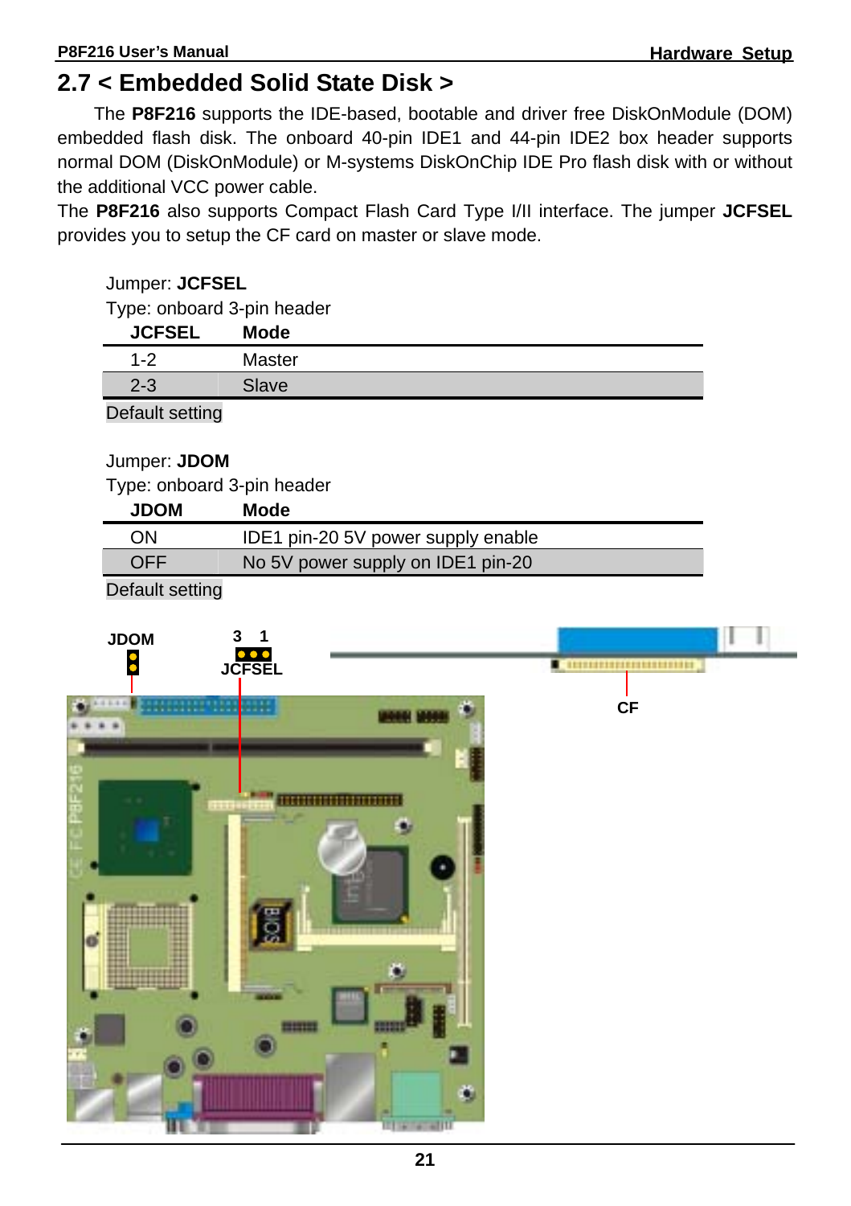## 2.7 < Embedded Solid State Disk >

The **P8F216** supports the IDE-based, bootable and driver free DiskOnModule (DOM) embedded flash disk. The onboard 40-pin IDE1 and 44-pin IDE2 box header supports normal DOM (DiskOnModule) or M-systems DiskOnChip IDE Pro flash disk with or without the additional VCC power cable.

The **P8F216** also supports Compact Flash Card Type I/II interface. The jumper **JCFSEL** provides you to setup the CF card on master or slave mode.

Jumper: **JCFSEL**
Type: onboard 3-pin header

| JCFSEL | Mode |
|---|---|
| 1-2 | Master |
| 2-3 | Slave |

Default setting

Jumper: **JDOM**
Type: onboard 3-pin header

| JDOM | Mode |
|---|---|
| ON | IDE1 pin-20 5V power supply enable |
| OFF | No 5V power supply on IDE1 pin-20 |

Default setting

JDOM
3 1
JCFSEL
CF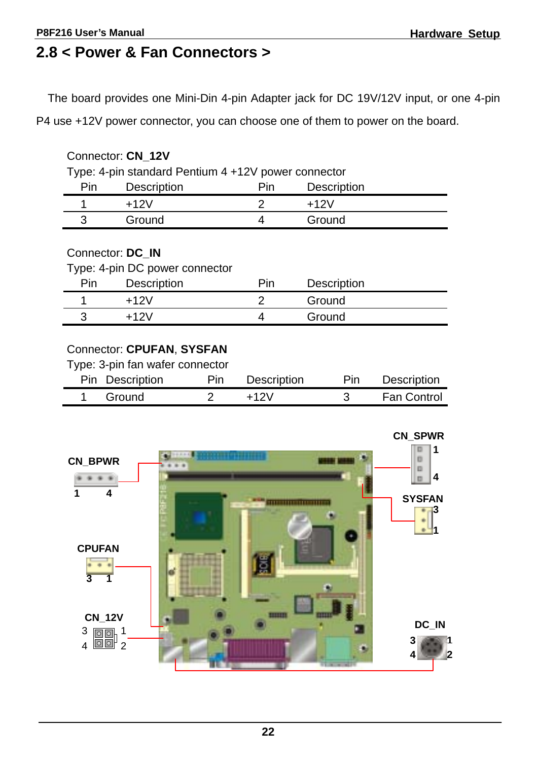## 2.8 < Power & Fan Connectors >

The board provides one Mini-Din 4-pin Adapter jack for DC 19V/12V input, or one 4-pin P4 use +12V power connector, you can choose one of them to power on the board.

Connector: **CN_12V**

Type: 4-pin standard Pentium 4 +12V power connector

| Pin | Description | Pin | Description |
|---|---|---|---|
| 1 | +12V | 2 | +12V |
| 3 | Ground | 4 | Ground |

Connector: **DC_IN**

Type: 4-pin DC power connector

| Pin | Description | Pin | Description |
|---|---|---|---|
| 1 | +12V | 2 | Ground |
| 3 | +12V | 4 | Ground |

Connector: **CPUFAN**, **SYSFAN**

Type: 3-pin fan wafer connector

| Pin | Description | Pin | Description | Pin | Description |
|---|---|---|---|---|---|
| 1 | Ground | 2 | +12V | 3 | Fan Control |

CN_SPWR 1 4

CN_BPWR 1 4

SYSFAN 3 1

CPUFAN 3 1

CN_12V 3 1 4 2

DC_IN 3 1 4 2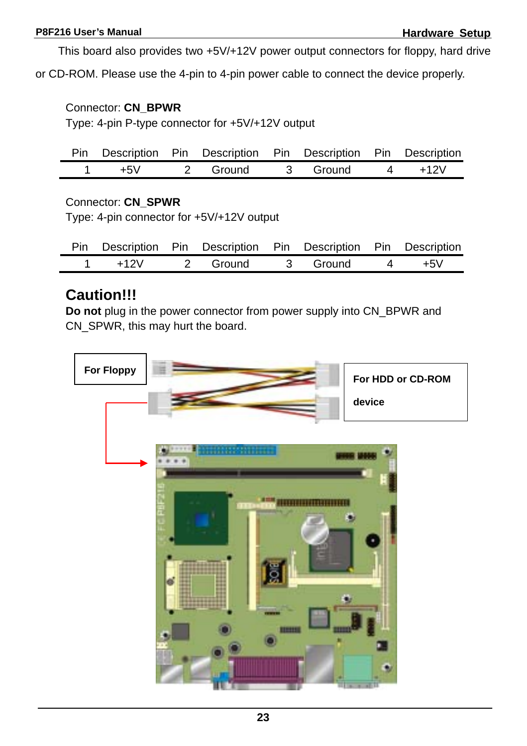This board also provides two +5V/+12V power output connectors for floppy, hard drive or CD-ROM. Please use the 4-pin to 4-pin power cable to connect the device properly.

Connector: **CN_BPWR**
Type: 4-pin P-type connector for +5V/+12V output

| Pin | Description | Pin | Description | Pin | Description | Pin | Description |
|---|---|---|---|---|---|---|---|
| 1 | +5V | 2 | Ground | 3 | Ground | 4 | +12V |

Connector: **CN_SPWR**
Type: 4-pin connector for +5V/+12V output

| Pin | Description | Pin | Description | Pin | Description | Pin | Description |
|---|---|---|---|---|---|---|---|
| 1 | +12V | 2 | Ground | 3 | Ground | 4 | +5V |

## Caution!!!

**Do not** plug in the power connector from power supply into CN_BPWR and CN_SPWR, this may hurt the board.

For Floppy

For HDD or CD-ROM device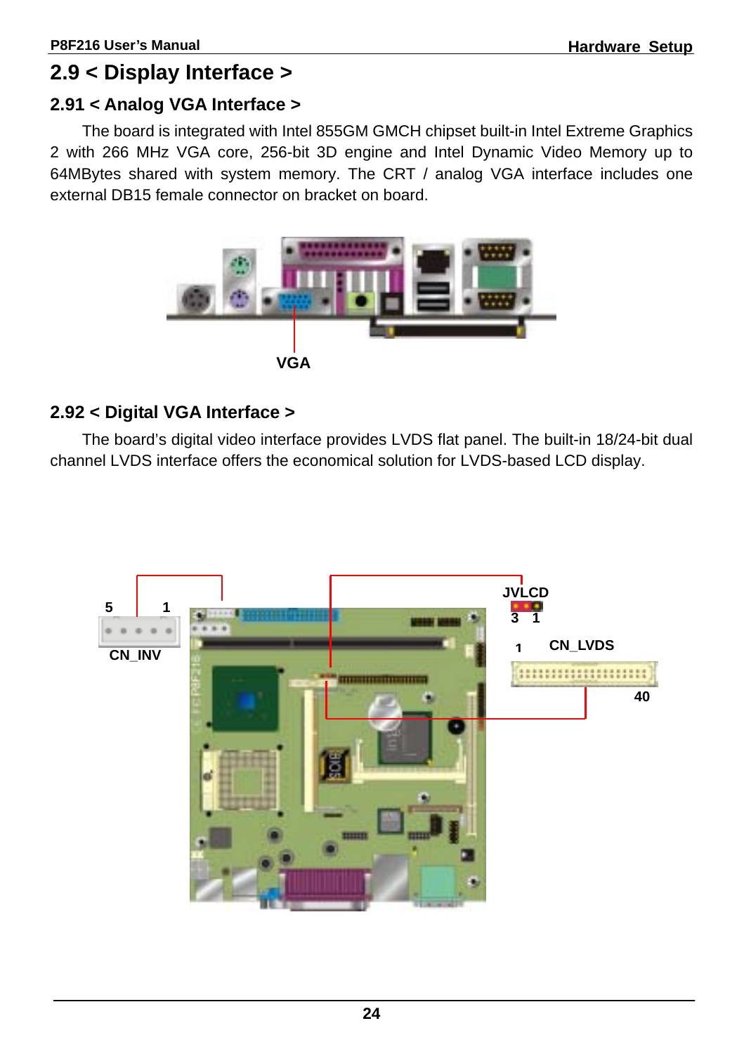## 2.9 < Display Interface >

### 2.91 < Analog VGA Interface >

The board is integrated with Intel 855GM GMCH chipset built-in Intel Extreme Graphics 2 with 266 MHz VGA core, 256-bit 3D engine and Intel Dynamic Video Memory up to 64MBytes shared with system memory. The CRT / analog VGA interface includes one external DB15 female connector on bracket on board.

VGA

### 2.92 < Digital VGA Interface >

The board's digital video interface provides LVDS flat panel. The built-in 18/24-bit dual channel LVDS interface offers the economical solution for LVDS-based LCD display.

5 1

CN_INV

JVLCD

3 1

1 CN_LVDS

40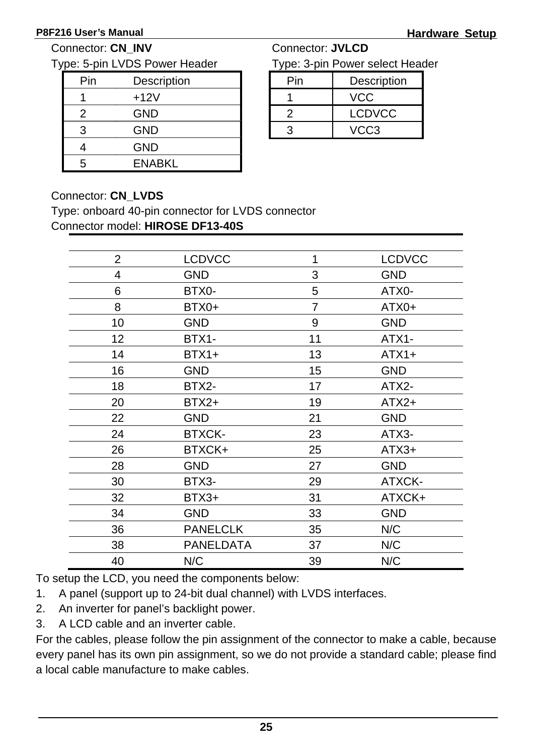Connector: **CN_INV**

Type: 5-pin LVDS Power Header

| Pin | Description |
|---|---|
| 1 | +12V |
| 2 | GND |
| 3 | GND |
| 4 | GND |
| 5 | ENABKL |

Connector: **JVLCD**

Type: 3-pin Power select Header

| Pin | Description |
|---|---|
| 1 | VCC |
| 2 | LCDVCC |
| 3 | VCC3 |

Connector: **CN_LVDS**

Type: onboard 40-pin connector for LVDS connector

Connector model: **HIROSE DF13-40S**

| | | | |
|---|---|---|---|
| 2 | LCDVCC | 1 | LCDVCC |
| 4 | GND | 3 | GND |
| 6 | BTX0- | 5 | ATX0- |
| 8 | BTX0+ | 7 | ATX0+ |
| 10 | GND | 9 | GND |
| 12 | BTX1- | 11 | ATX1- |
| 14 | BTX1+ | 13 | ATX1+ |
| 16 | GND | 15 | GND |
| 18 | BTX2- | 17 | ATX2- |
| 20 | BTX2+ | 19 | ATX2+ |
| 22 | GND | 21 | GND |
| 24 | BTXCK- | 23 | ATX3- |
| 26 | BTXCK+ | 25 | ATX3+ |
| 28 | GND | 27 | GND |
| 30 | BTX3- | 29 | ATXCK- |
| 32 | BTX3+ | 31 | ATXCK+ |
| 34 | GND | 33 | GND |
| 36 | PANELCLK | 35 | N/C |
| 38 | PANELDATA | 37 | N/C |
| 40 | N/C | 39 | N/C |

To setup the LCD, you need the components below:

1. A panel (support up to 24-bit dual channel) with LVDS interfaces.
2. An inverter for panel's backlight power.
3. A LCD cable and an inverter cable.

For the cables, please follow the pin assignment of the connector to make a cable, because every panel has its own pin assignment, so we do not provide a standard cable; please find a local cable manufacture to make cables.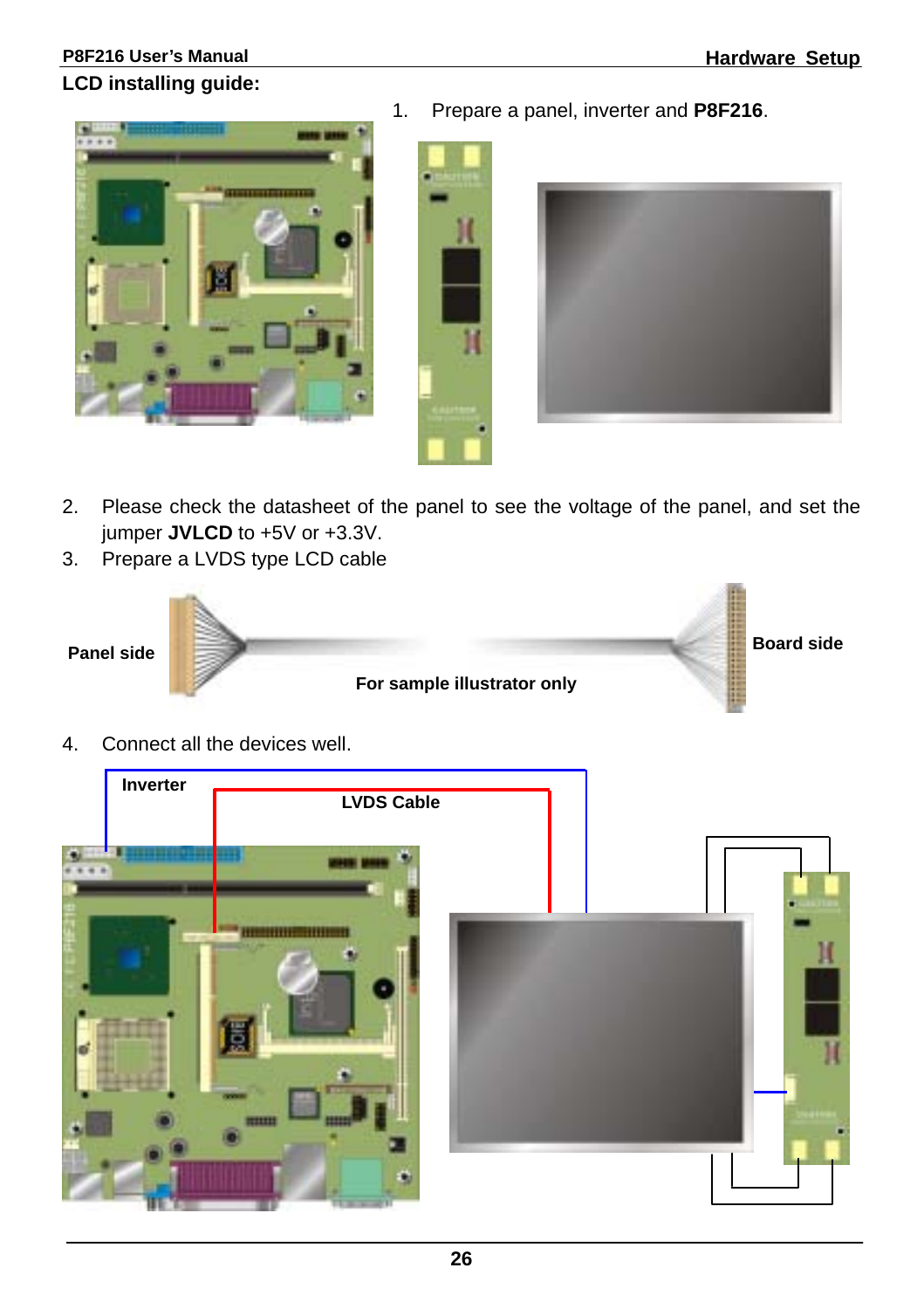## LCD installing guide:

1. Prepare a panel, inverter and **P8F216**.

2. Please check the datasheet of the panel to see the voltage of the panel, and set the jumper **JVLCD** to +5V or +3.3V.
3. Prepare a LVDS type LCD cable

**Panel side** **Board side**

**For sample illustrator only**

4. Connect all the devices well.

**Inverter**

**LVDS Cable**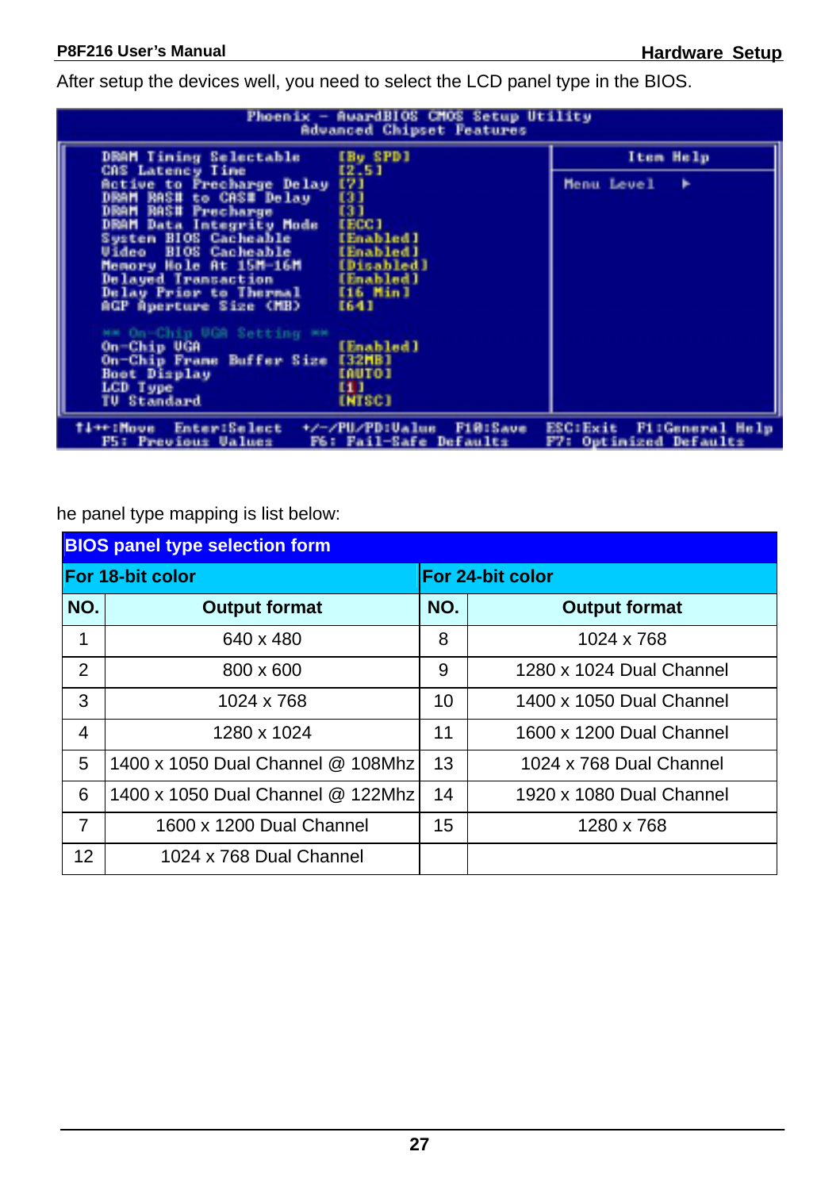After setup the devices well, you need to select the LCD panel type in the BIOS.

```
Phoenix - AwardBIOS CMOS Setup Utility
Advanced Chipset Features

DRAM Timing Selectable          [By SPD]        Item Help
CAS Latency Time                [2.5]
Active to Precharge Delay       [7]             Menu Level  ►
DRAM RAS# to CAS# Delay         [3]
DRAM RAS# Precharge             [3]
DRAM Data Integrity Mode        [ECC]
System BIOS Cacheable           [Enabled]
Video  BIOS Cacheable           [Enabled]
Memory Hole At 15M-16M          [Disabled]
Delayed Transaction             [Enabled]
Delay Prior to Thermal          [16 Min]
AGP Aperture Size (MB)          [64]

** On-Chip VGA Setting **
On-Chip VGA                     [Enabled]
On-Chip Frame Buffer Size       [32MB]
Boot Display                    [AUTO]
LCD Type                        [1]
TV Standard                     [NTSC]

↑↓→←:Move  Enter:Select  +/-/PU/PD:Value  F10:Save  ESC:Exit  F1:General Help
F5: Previous Values    F6: Fail-Safe Defaults     F7: Optimized Defaults
```

he panel type mapping is list below:

| BIOS panel type selection form | | | |
|---|---|---|---|
| **For 18-bit color** | | **For 24-bit color** | |
| **NO.** | **Output format** | **NO.** | **Output format** |
| 1 | 640 x 480 | 8 | 1024 x 768 |
| 2 | 800 x 600 | 9 | 1280 x 1024 Dual Channel |
| 3 | 1024 x 768 | 10 | 1400 x 1050 Dual Channel |
| 4 | 1280 x 1024 | 11 | 1600 x 1200 Dual Channel |
| 5 | 1400 x 1050 Dual Channel @ 108Mhz | 13 | 1024 x 768 Dual Channel |
| 6 | 1400 x 1050 Dual Channel @ 122Mhz | 14 | 1920 x 1080 Dual Channel |
| 7 | 1600 x 1200 Dual Channel | 15 | 1280 x 768 |
| 12 | 1024 x 768 Dual Channel | | |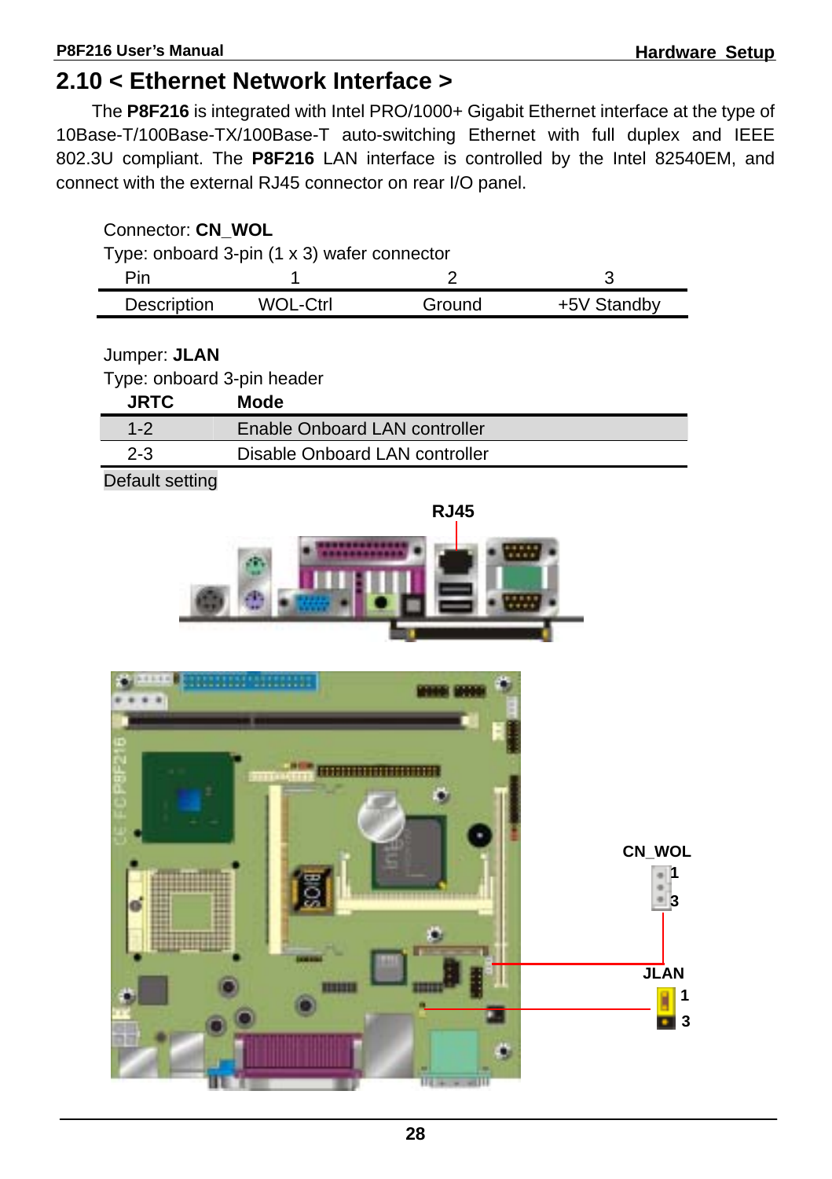## 2.10 < Ethernet Network Interface >

The **P8F216** is integrated with Intel PRO/1000+ Gigabit Ethernet interface at the type of 10Base-T/100Base-TX/100Base-T auto-switching Ethernet with full duplex and IEEE 802.3U compliant. The **P8F216** LAN interface is controlled by the Intel 82540EM, and connect with the external RJ45 connector on rear I/O panel.

Connector: **CN_WOL**

Type: onboard 3-pin (1 x 3) wafer connector

| Pin | 1 | 2 | 3 |
|---|---|---|---|
| Description | WOL-Ctrl | Ground | +5V Standby |

Jumper: **JLAN**

Type: onboard 3-pin header

| JRTC | Mode |
|---|---|
| 1-2 | Enable Onboard LAN controller |
| 2-3 | Disable Onboard LAN controller |

Default setting

RJ45

CN_WOL

1

3

JLAN

1

3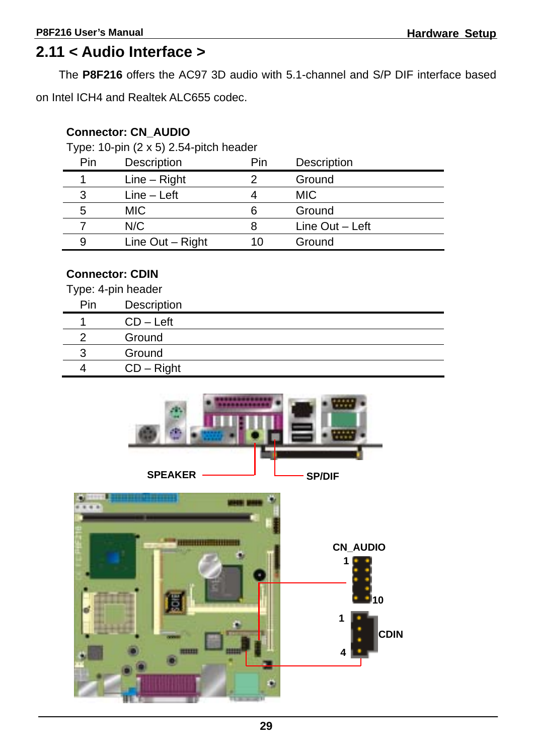## 2.11 < Audio Interface >

The **P8F216** offers the AC97 3D audio with 5.1-channel and S/P DIF interface based on Intel ICH4 and Realtek ALC655 codec.

**Connector: CN_AUDIO**

Type: 10-pin (2 x 5) 2.54-pitch header

| Pin | Description | Pin | Description |
|---|---|---|---|
| 1 | Line – Right | 2 | Ground |
| 3 | Line – Left | 4 | MIC |
| 5 | MIC | 6 | Ground |
| 7 | N/C | 8 | Line Out – Left |
| 9 | Line Out – Right | 10 | Ground |

**Connector: CDIN**

Type: 4-pin header

| Pin | Description |
|---|---|
| 1 | CD – Left |
| 2 | Ground |
| 3 | Ground |
| 4 | CD – Right |

SPEAKER SP/DIF

CN_AUDIO 1 10

1 CDIN 4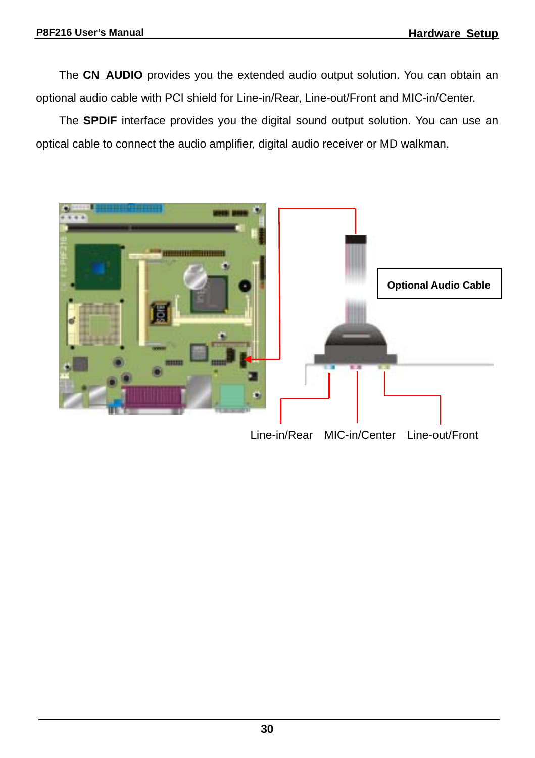The **CN_AUDIO** provides you the extended audio output solution. You can obtain an optional audio cable with PCI shield for Line-in/Rear, Line-out/Front and MIC-in/Center.

The **SPDIF** interface provides you the digital sound output solution. You can use an optical cable to connect the audio amplifier, digital audio receiver or MD walkman.

**Optional Audio Cable**

Line-in/Rear    MIC-in/Center    Line-out/Front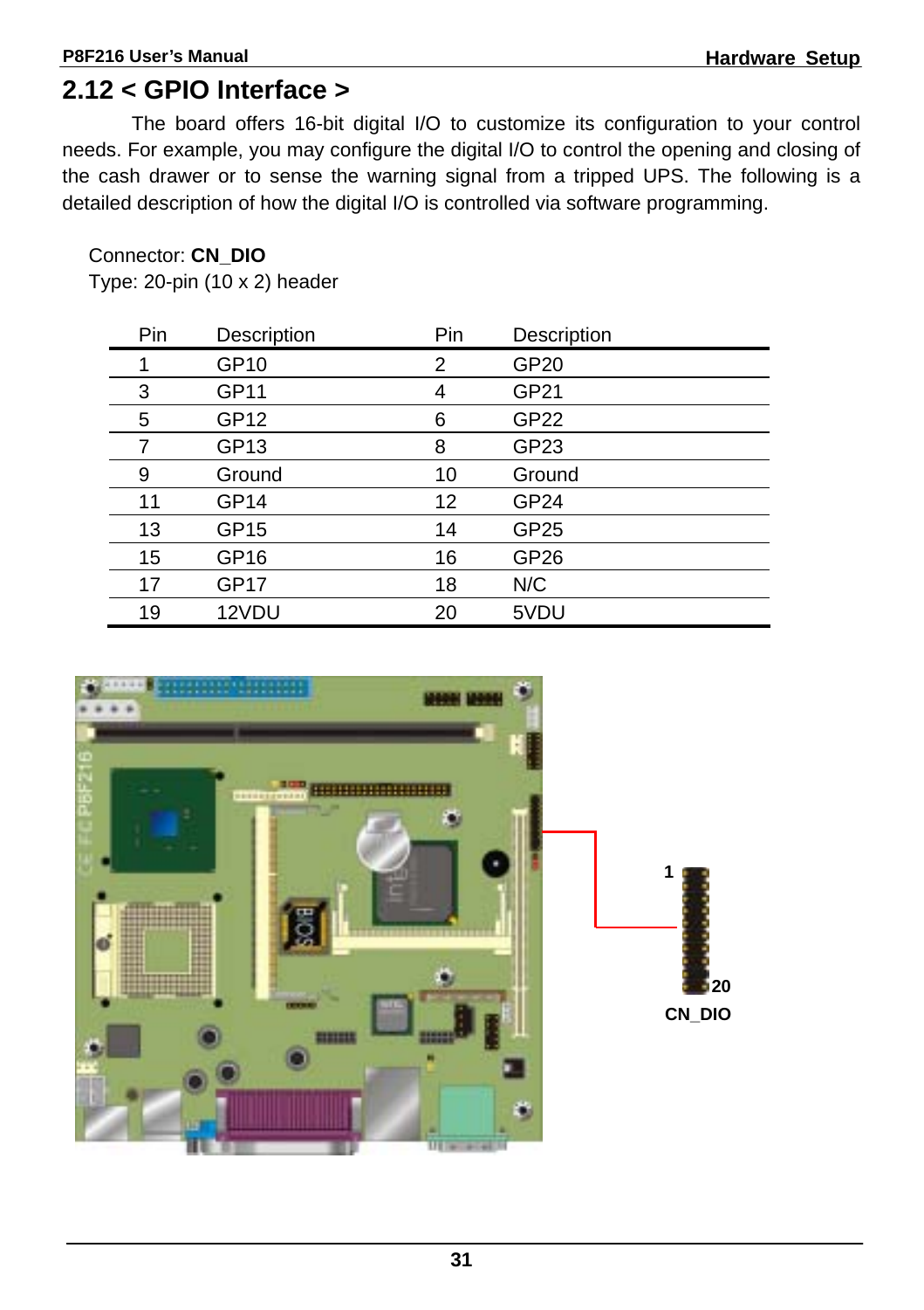## 2.12 < GPIO Interface >

The board offers 16-bit digital I/O to customize its configuration to your control needs. For example, you may configure the digital I/O to control the opening and closing of the cash drawer or to sense the warning signal from a tripped UPS. The following is a detailed description of how the digital I/O is controlled via software programming.

Connector: **CN_DIO**
Type: 20-pin (10 x 2) header

| Pin | Description | Pin | Description |
|---|---|---|---|
| 1 | GP10 | 2 | GP20 |
| 3 | GP11 | 4 | GP21 |
| 5 | GP12 | 6 | GP22 |
| 7 | GP13 | 8 | GP23 |
| 9 | Ground | 10 | Ground |
| 11 | GP14 | 12 | GP24 |
| 13 | GP15 | 14 | GP25 |
| 15 | GP16 | 16 | GP26 |
| 17 | GP17 | 18 | N/C |
| 19 | 12VDU | 20 | 5VDU |

1

20

CN_DIO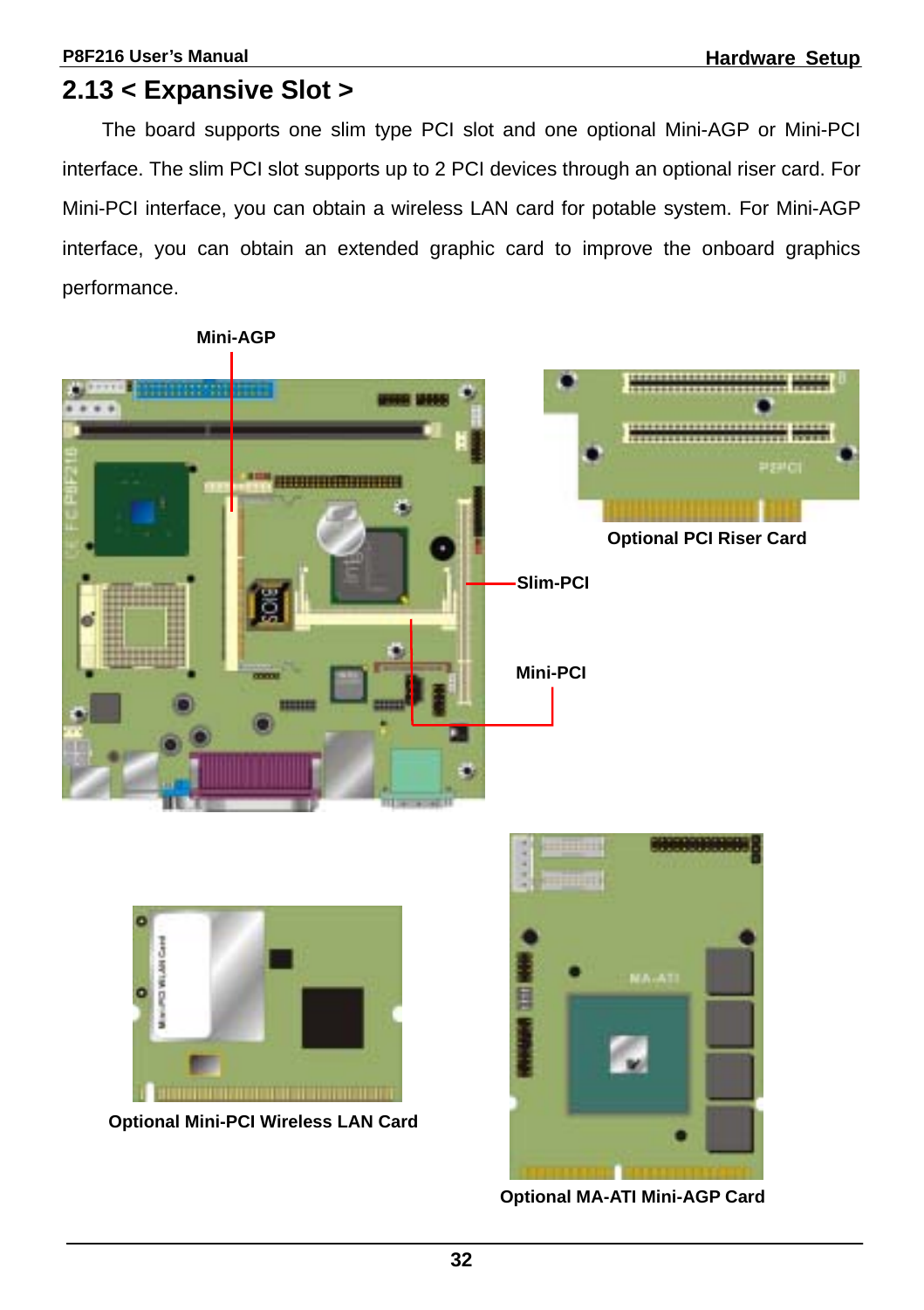## 2.13 < Expansive Slot >

The board supports one slim type PCI slot and one optional Mini-AGP or Mini-PCI interface. The slim PCI slot supports up to 2 PCI devices through an optional riser card. For Mini-PCI interface, you can obtain a wireless LAN card for potable system. For Mini-AGP interface, you can obtain an extended graphic card to improve the onboard graphics performance.

Mini-AGP

Slim-PCI

Mini-PCI

Optional PCI Riser Card

Optional Mini-PCI Wireless LAN Card

Optional MA-ATI Mini-AGP Card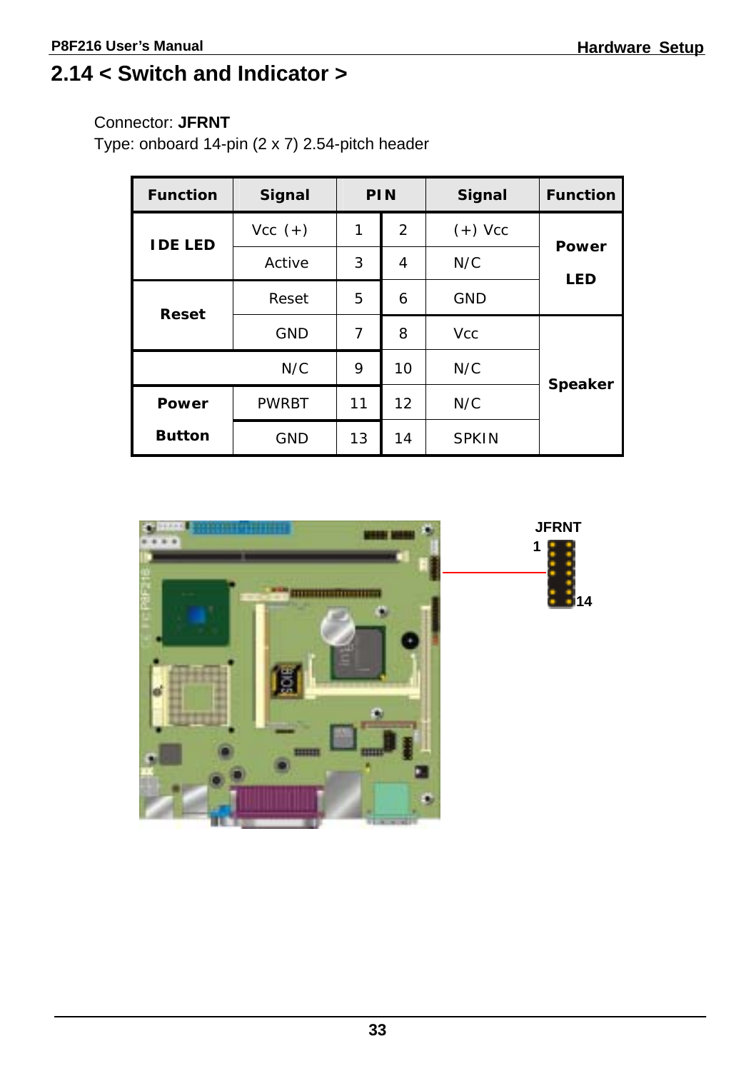## 2.14 < Switch and Indicator >

Connector: **JFRNT**

Type: onboard 14-pin (2 x 7) 2.54-pitch header

| Function | Signal | PIN | | Signal | Function |
|---|---|---|---|---|---|
| IDE LED | Vcc (+) | 1 | 2 | (+) Vcc | Power LED |
| | Active | 3 | 4 | N/C | |
| Reset | Reset | 5 | 6 | GND | |
| | GND | 7 | 8 | Vcc | Speaker |
| | N/C | 9 | 10 | N/C | |
| Power Button | PWRBT | 11 | 12 | N/C | |
| | GND | 13 | 14 | SPKIN | |

JFRNT

1

14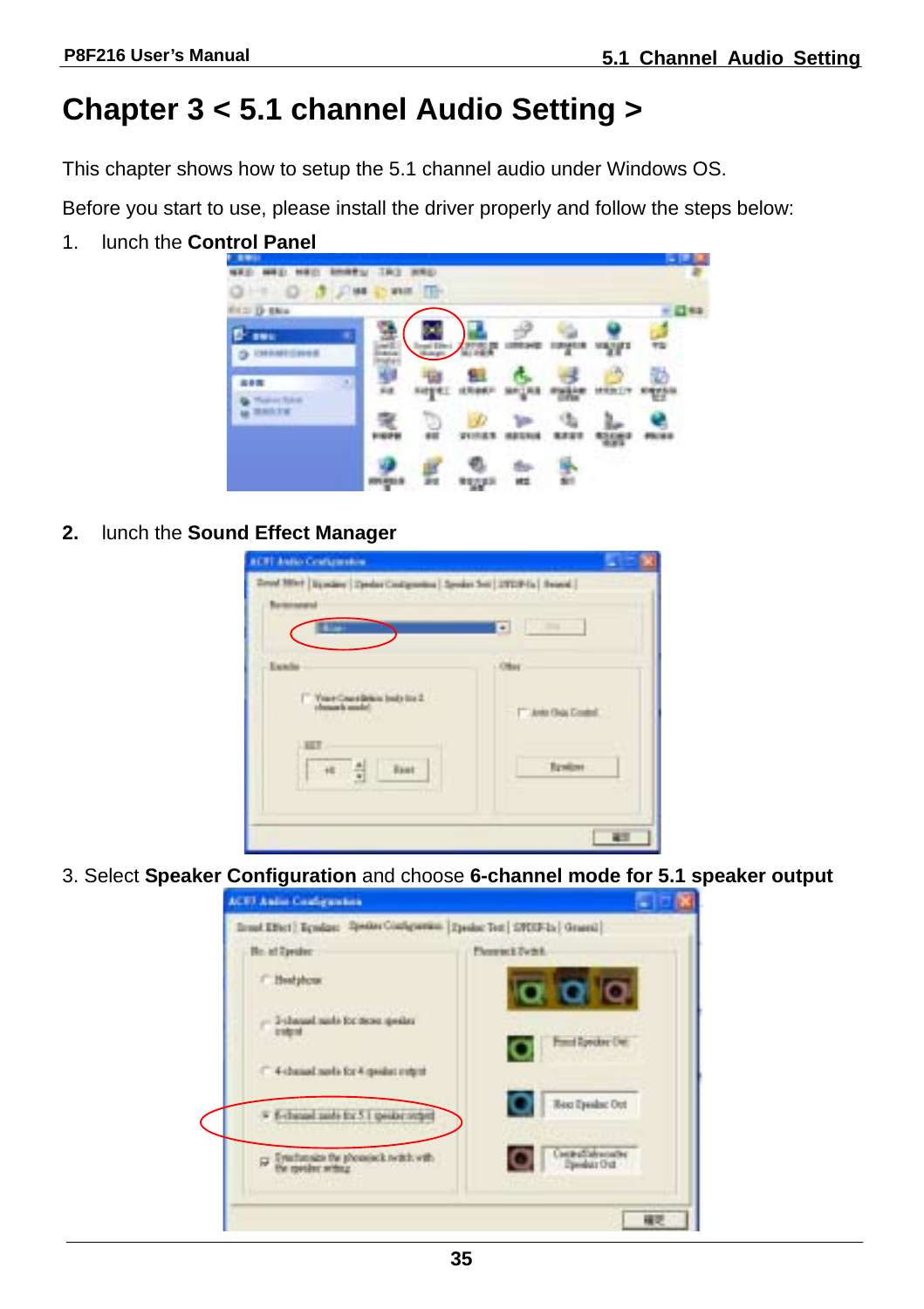# Chapter 3 < 5.1 channel Audio Setting >

This chapter shows how to setup the 5.1 channel audio under Windows OS.

Before you start to use, please install the driver properly and follow the steps below:

1. lunch the **Control Panel**

2. lunch the **Sound Effect Manager**

3. Select **Speaker Configuration** and choose **6-channel mode for 5.1 speaker output**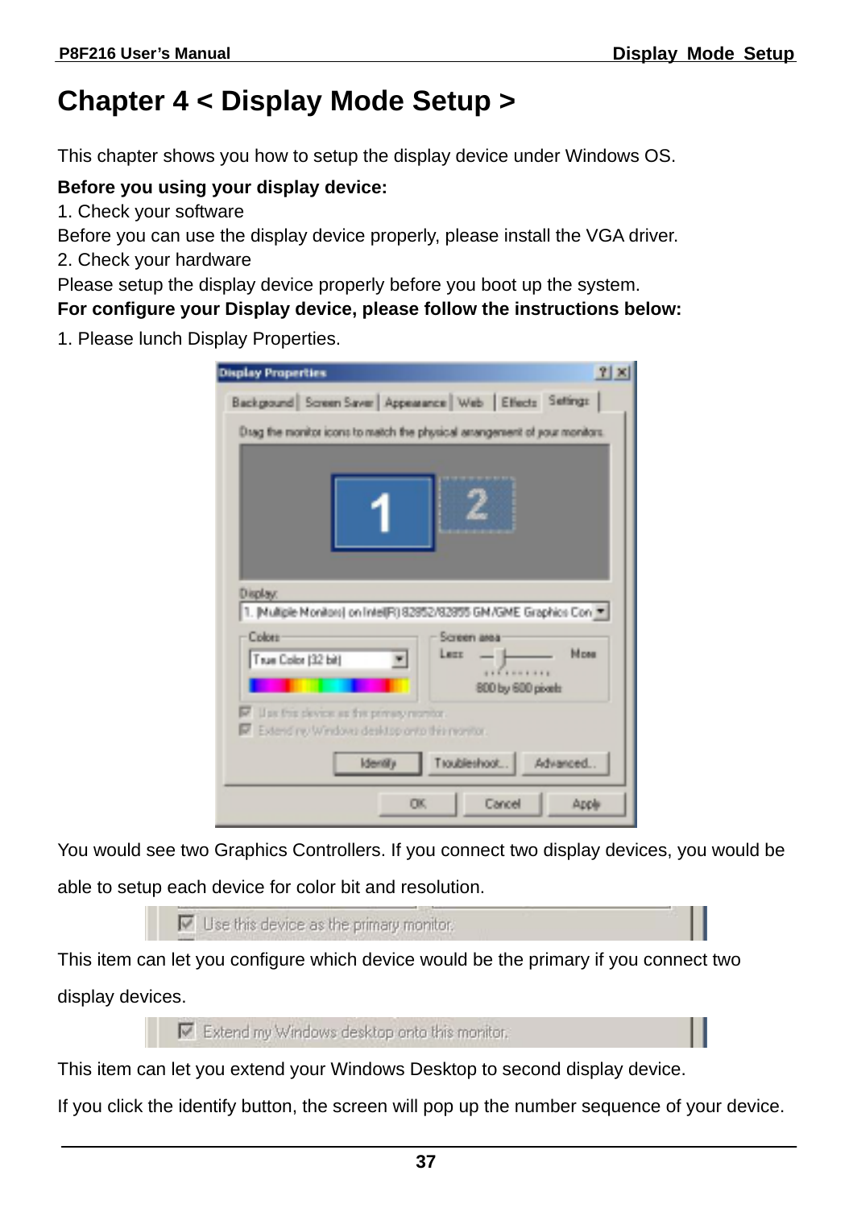# Chapter 4 < Display Mode Setup >

This chapter shows you how to setup the display device under Windows OS.

**Before you using your display device:**

1. Check your software

Before you can use the display device properly, please install the VGA driver.

2. Check your hardware

Please setup the display device properly before you boot up the system.

**For configure your Display device, please follow the instructions below:**

1. Please lunch Display Properties.

You would see two Graphics Controllers. If you connect two display devices, you would be able to setup each device for color bit and resolution.

This item can let you configure which device would be the primary if you connect two display devices.

This item can let you extend your Windows Desktop to second display device.

If you click the identify button, the screen will pop up the number sequence of your device.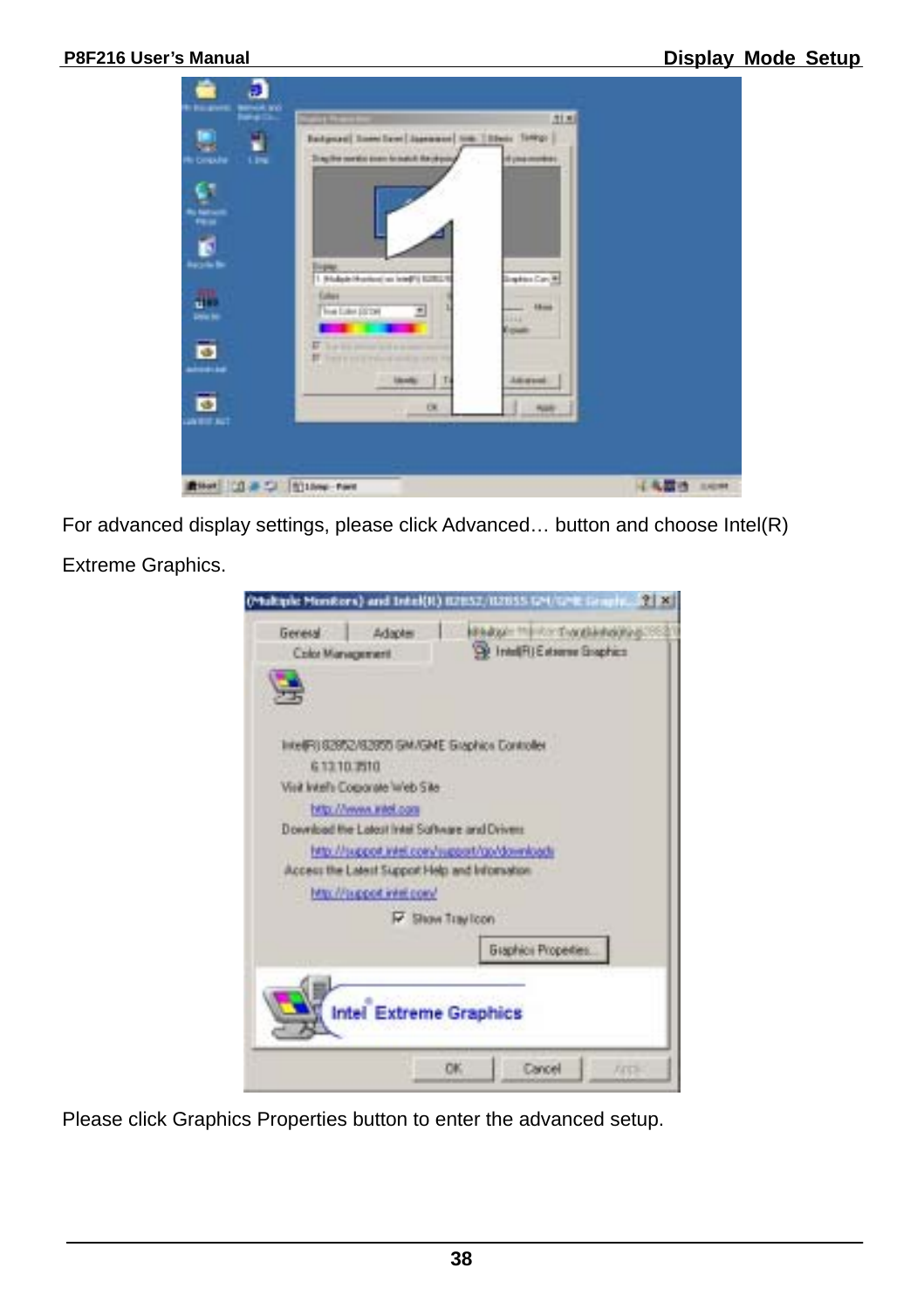For advanced display settings, please click Advanced… button and choose Intel(R) Extreme Graphics.

Please click Graphics Properties button to enter the advanced setup.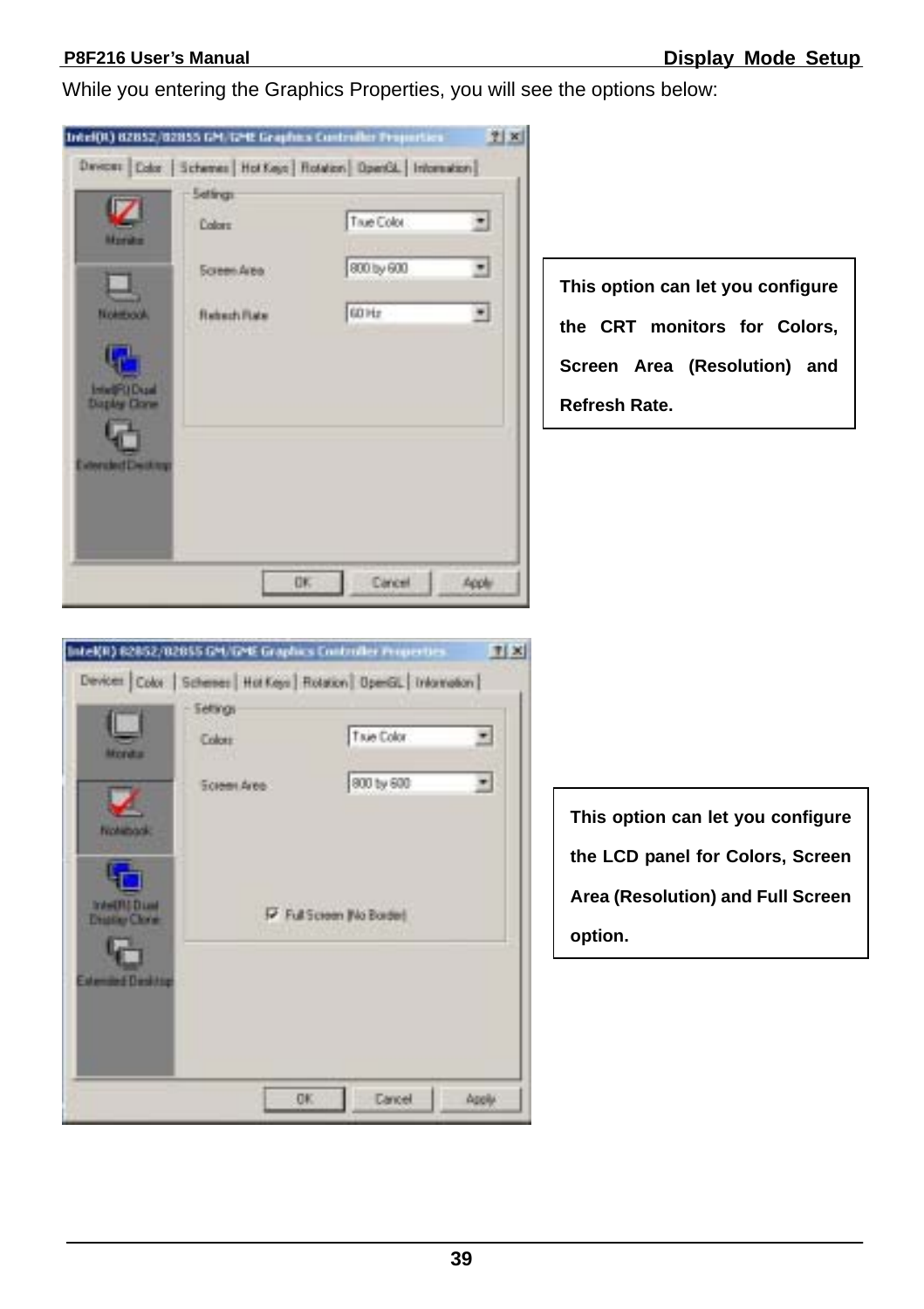While you entering the Graphics Properties, you will see the options below:

**This option can let you configure the CRT monitors for Colors, Screen Area (Resolution) and Refresh Rate.**

**This option can let you configure the LCD panel for Colors, Screen Area (Resolution) and Full Screen option.**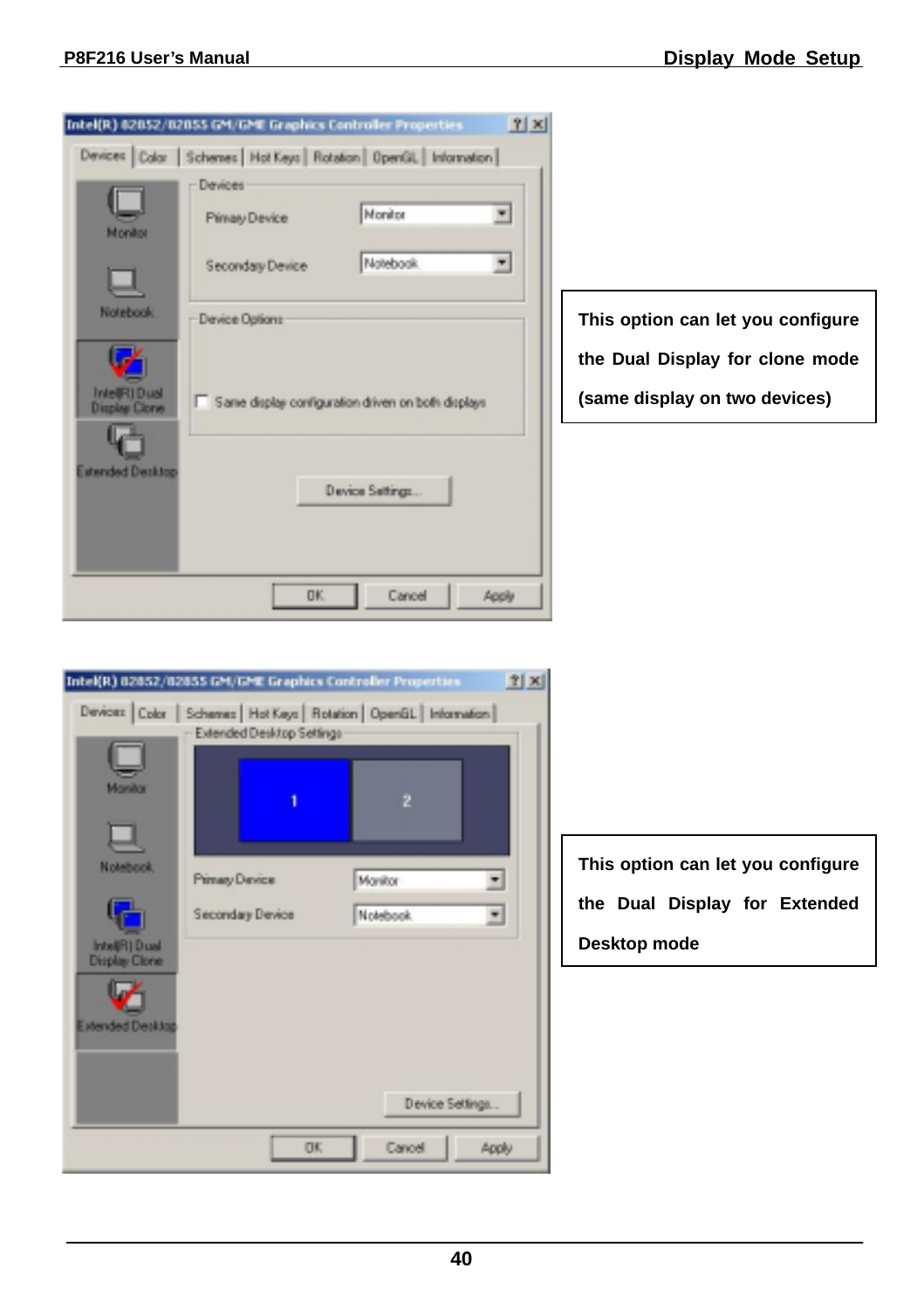This option can let you configure the Dual Display for clone mode (same display on two devices)

This option can let you configure the Dual Display for Extended Desktop mode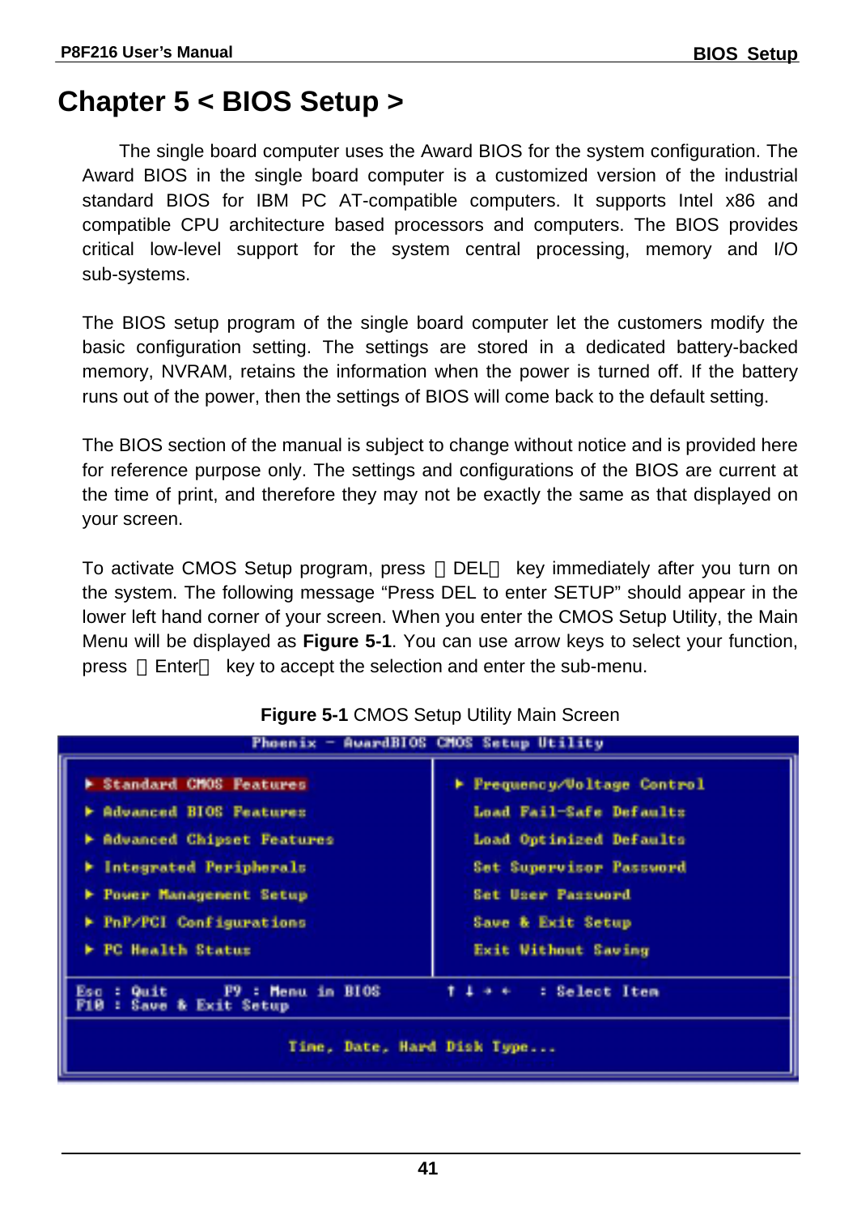# Chapter 5 < BIOS Setup >

The single board computer uses the Award BIOS for the system configuration. The Award BIOS in the single board computer is a customized version of the industrial standard BIOS for IBM PC AT-compatible computers. It supports Intel x86 and compatible CPU architecture based processors and computers. The BIOS provides critical low-level support for the system central processing, memory and I/O sub-systems.

The BIOS setup program of the single board computer let the customers modify the basic configuration setting. The settings are stored in a dedicated battery-backed memory, NVRAM, retains the information when the power is turned off. If the battery runs out of the power, then the settings of BIOS will come back to the default setting.

The BIOS section of the manual is subject to change without notice and is provided here for reference purpose only. The settings and configurations of the BIOS are current at the time of print, and therefore they may not be exactly the same as that displayed on your screen.

To activate CMOS Setup program, press 【DEL】 key immediately after you turn on the system. The following message "Press DEL to enter SETUP" should appear in the lower left hand corner of your screen. When you enter the CMOS Setup Utility, the Main Menu will be displayed as **Figure 5-1**. You can use arrow keys to select your function, press 【Enter】 key to accept the selection and enter the sub-menu.

**Figure 5-1** CMOS Setup Utility Main Screen

```
Phoenix - AwardBIOS CMOS Setup Utility

► Standard CMOS Features          ► Frequency/Voltage Control
► Advanced BIOS Features            Load Fail-Safe Defaults
► Advanced Chipset Features         Load Optimized Defaults
► Integrated Peripherals            Set Supervisor Password
► Power Management Setup            Set User Password
► PnP/PCI Configurations            Save & Exit Setup
► PC Health Status                  Exit Without Saving

Esc : Quit       F9 : Menu in BIOS        ↑ ↓ → ←   : Select Item
F10 : Save & Exit Setup

                    Time, Date, Hard Disk Type...
```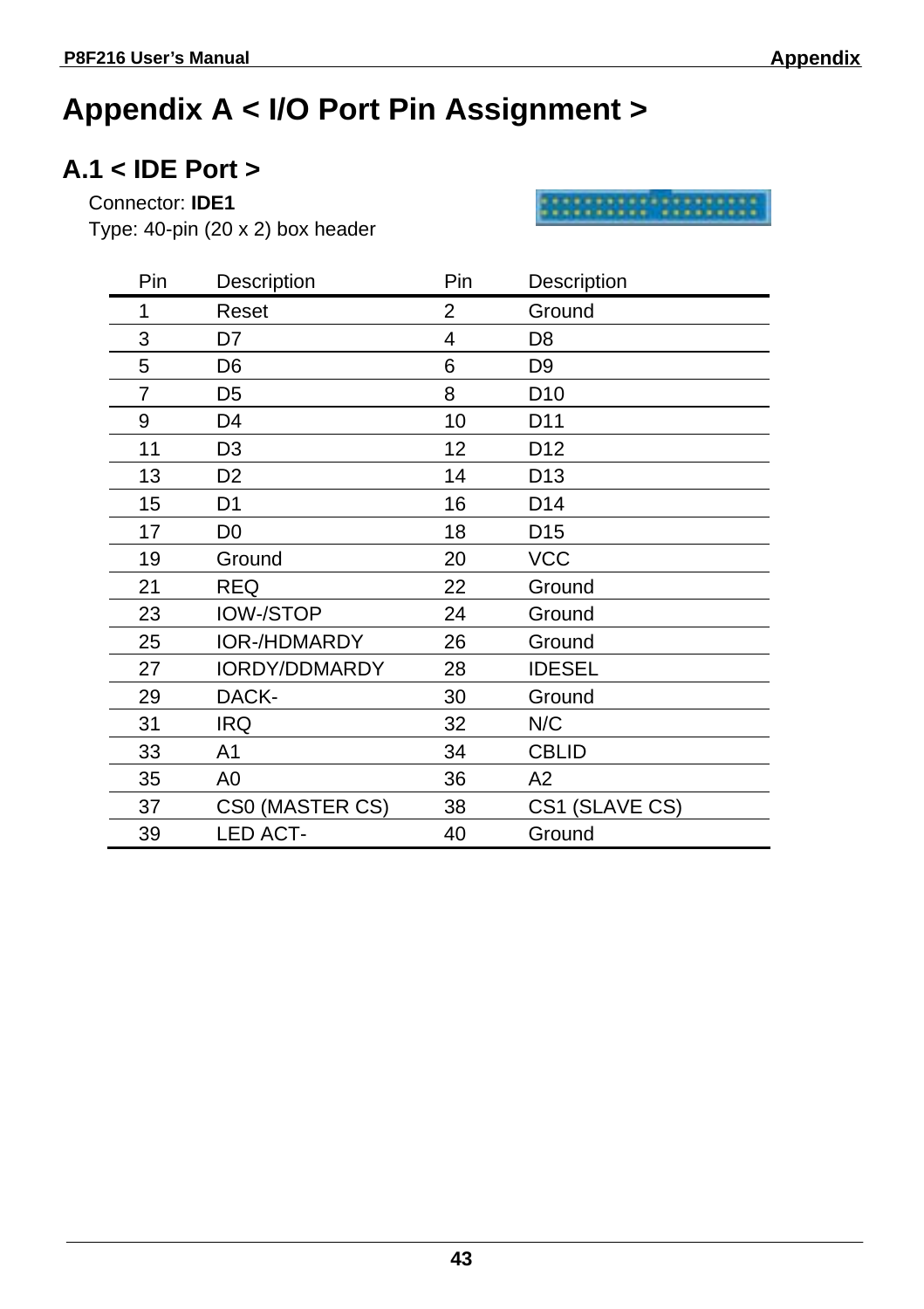# Appendix A < I/O Port Pin Assignment >

## A.1 < IDE Port >

Connector: **IDE1**
Type: 40-pin (20 x 2) box header

| Pin | Description | Pin | Description |
|---|---|---|---|
| 1 | Reset | 2 | Ground |
| 3 | D7 | 4 | D8 |
| 5 | D6 | 6 | D9 |
| 7 | D5 | 8 | D10 |
| 9 | D4 | 10 | D11 |
| 11 | D3 | 12 | D12 |
| 13 | D2 | 14 | D13 |
| 15 | D1 | 16 | D14 |
| 17 | D0 | 18 | D15 |
| 19 | Ground | 20 | VCC |
| 21 | REQ | 22 | Ground |
| 23 | IOW-/STOP | 24 | Ground |
| 25 | IOR-/HDMARDY | 26 | Ground |
| 27 | IORDY/DDMARDY | 28 | IDESEL |
| 29 | DACK- | 30 | Ground |
| 31 | IRQ | 32 | N/C |
| 33 | A1 | 34 | CBLID |
| 35 | A0 | 36 | A2 |
| 37 | CS0 (MASTER CS) | 38 | CS1 (SLAVE CS) |
| 39 | LED ACT- | 40 | Ground |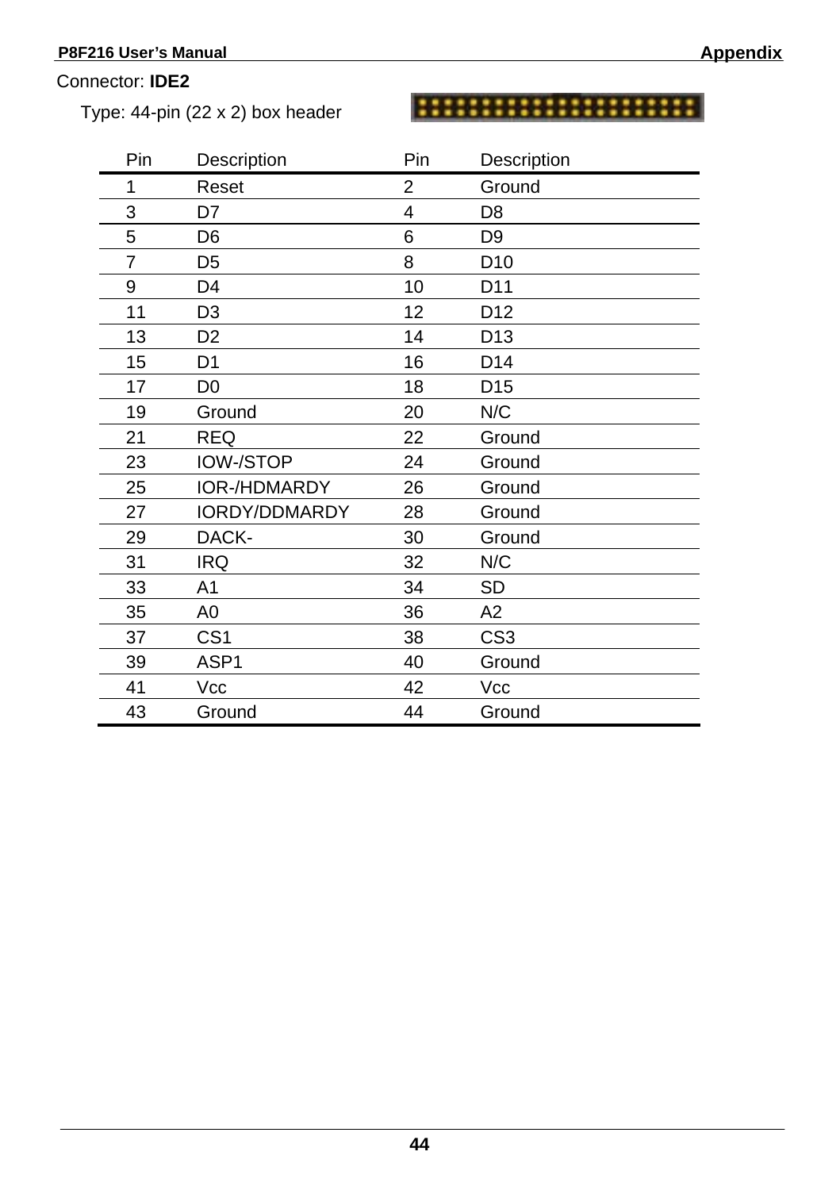Connector: **IDE2**

Type: 44-pin (22 x 2) box header

| Pin | Description | Pin | Description |
|---|---|---|---|
| 1 | Reset | 2 | Ground |
| 3 | D7 | 4 | D8 |
| 5 | D6 | 6 | D9 |
| 7 | D5 | 8 | D10 |
| 9 | D4 | 10 | D11 |
| 11 | D3 | 12 | D12 |
| 13 | D2 | 14 | D13 |
| 15 | D1 | 16 | D14 |
| 17 | D0 | 18 | D15 |
| 19 | Ground | 20 | N/C |
| 21 | REQ | 22 | Ground |
| 23 | IOW-/STOP | 24 | Ground |
| 25 | IOR-/HDMARDY | 26 | Ground |
| 27 | IORDY/DDMARDY | 28 | Ground |
| 29 | DACK- | 30 | Ground |
| 31 | IRQ | 32 | N/C |
| 33 | A1 | 34 | SD |
| 35 | A0 | 36 | A2 |
| 37 | CS1 | 38 | CS3 |
| 39 | ASP1 | 40 | Ground |
| 41 | Vcc | 42 | Vcc |
| 43 | Ground | 44 | Ground |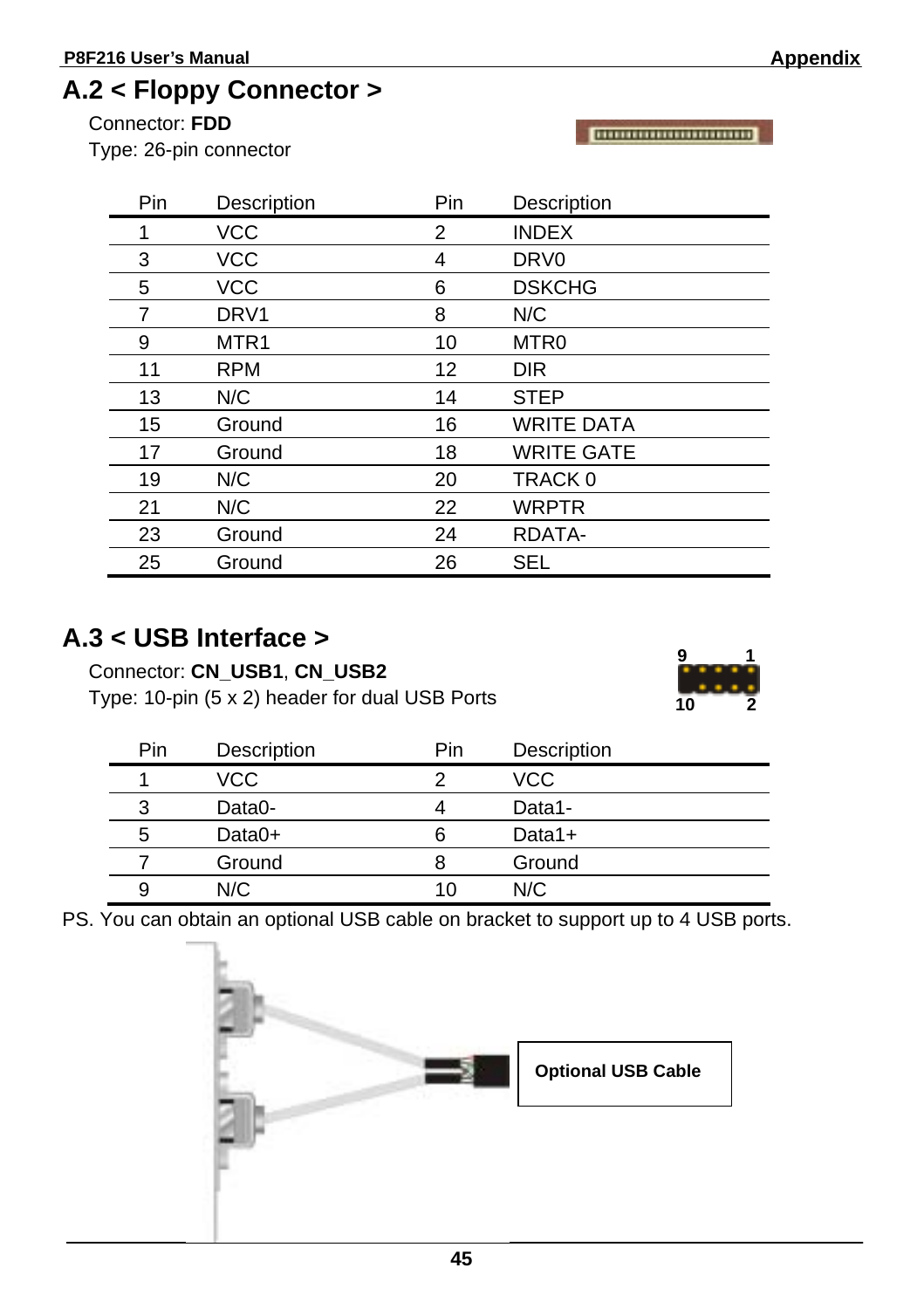## A.2 < Floppy Connector >

Connector: **FDD**
Type: 26-pin connector

| Pin | Description | Pin | Description |
|---|---|---|---|
| 1 | VCC | 2 | INDEX |
| 3 | VCC | 4 | DRV0 |
| 5 | VCC | 6 | DSKCHG |
| 7 | DRV1 | 8 | N/C |
| 9 | MTR1 | 10 | MTR0 |
| 11 | RPM | 12 | DIR |
| 13 | N/C | 14 | STEP |
| 15 | Ground | 16 | WRITE DATA |
| 17 | Ground | 18 | WRITE GATE |
| 19 | N/C | 20 | TRACK 0 |
| 21 | N/C | 22 | WRPTR |
| 23 | Ground | 24 | RDATA- |
| 25 | Ground | 26 | SEL |

## A.3 < USB Interface >

Connector: **CN_USB1**, **CN_USB2**
Type: 10-pin (5 x 2) header for dual USB Ports

| Pin | Description | Pin | Description |
|---|---|---|---|
| 1 | VCC | 2 | VCC |
| 3 | Data0- | 4 | Data1- |
| 5 | Data0+ | 6 | Data1+ |
| 7 | Ground | 8 | Ground |
| 9 | N/C | 10 | N/C |

PS. You can obtain an optional USB cable on bracket to support up to 4 USB ports.

**Optional USB Cable**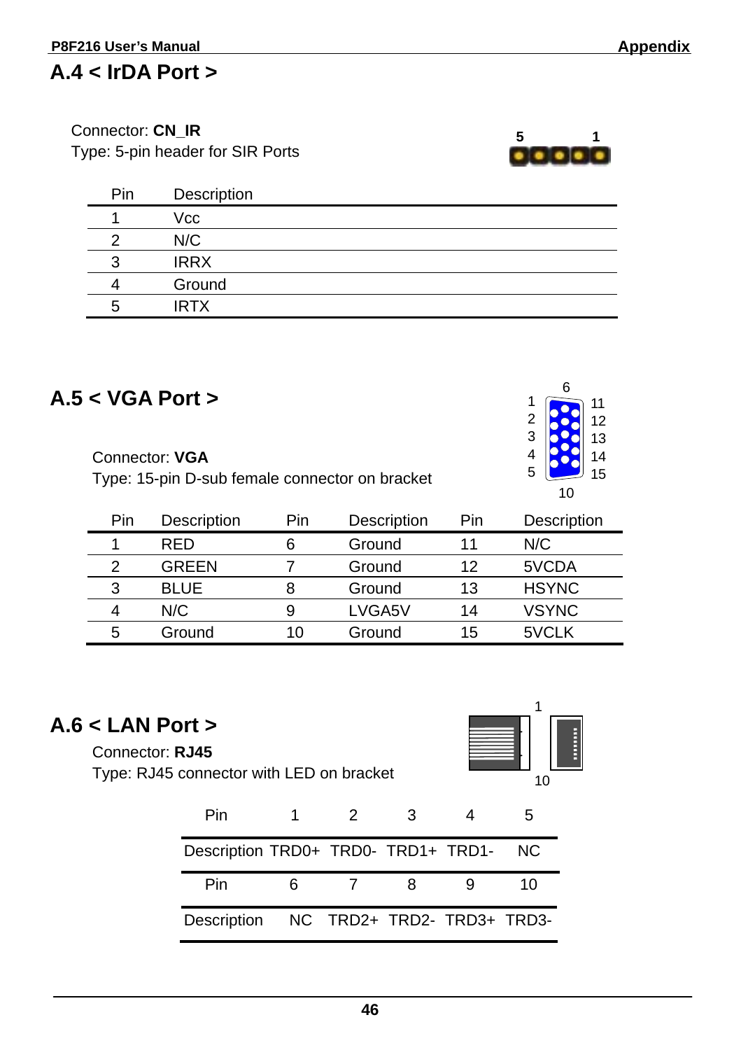## A.4 < IrDA Port >

Connector: **CN_IR**
Type: 5-pin header for SIR Ports

| Pin | Description |
|---|---|
| 1 | Vcc |
| 2 | N/C |
| 3 | IRRX |
| 4 | Ground |
| 5 | IRTX |

## A.5 < VGA Port >

Connector: **VGA**
Type: 15-pin D-sub female connector on bracket

| Pin | Description | Pin | Description | Pin | Description |
|---|---|---|---|---|---|
| 1 | RED | 6 | Ground | 11 | N/C |
| 2 | GREEN | 7 | Ground | 12 | 5VCDA |
| 3 | BLUE | 8 | Ground | 13 | HSYNC |
| 4 | N/C | 9 | LVGA5V | 14 | VSYNC |
| 5 | Ground | 10 | Ground | 15 | 5VCLK |

## A.6 < LAN Port >

Connector: **RJ45**
Type: RJ45 connector with LED on bracket

| Pin | 1 | 2 | 3 | 4 | 5 |
|---|---|---|---|---|---|
| Description | TRD0+ | TRD0- | TRD1+ | TRD1- | NC |
| Pin | 6 | 7 | 8 | 9 | 10 |
| Description | NC | TRD2+ | TRD2- | TRD3+ | TRD3- |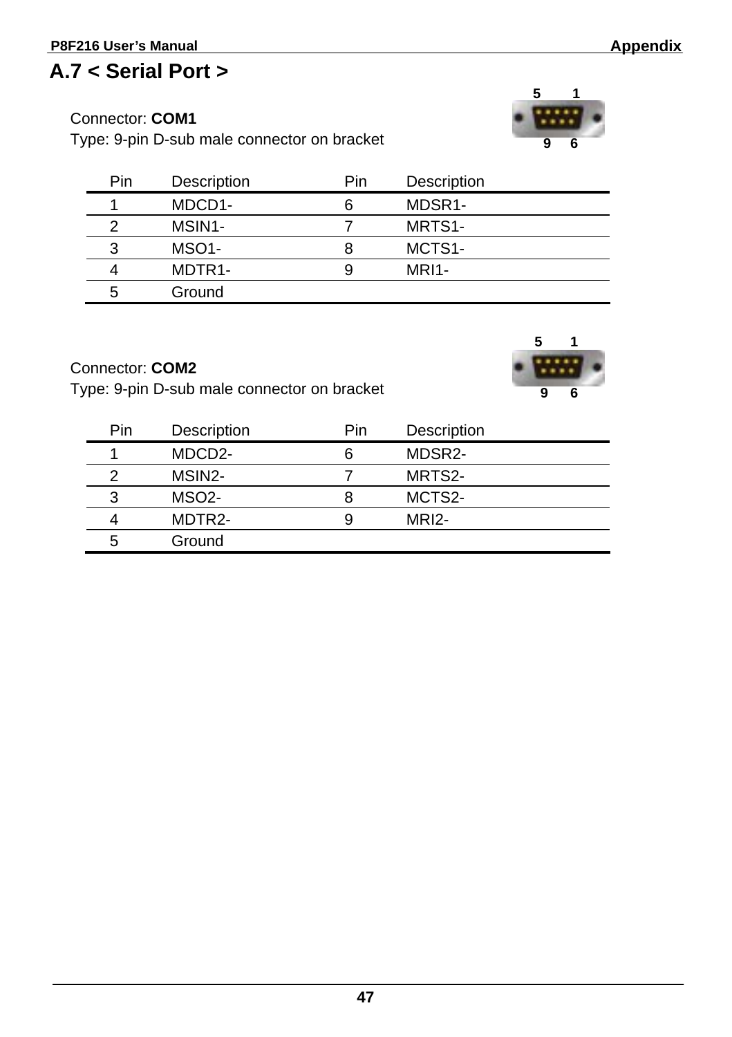## A.7 < Serial Port >

Connector: **COM1**

Type: 9-pin D-sub male connector on bracket

| Pin | Description | Pin | Description |
|---|---|---|---|
| 1 | MDCD1- | 6 | MDSR1- |
| 2 | MSIN1- | 7 | MRTS1- |
| 3 | MSO1- | 8 | MCTS1- |
| 4 | MDTR1- | 9 | MRI1- |
| 5 | Ground | | |

Connector: **COM2**

Type: 9-pin D-sub male connector on bracket

| Pin | Description | Pin | Description |
|---|---|---|---|
| 1 | MDCD2- | 6 | MDSR2- |
| 2 | MSIN2- | 7 | MRTS2- |
| 3 | MSO2- | 8 | MCTS2- |
| 4 | MDTR2- | 9 | MRI2- |
| 5 | Ground | | |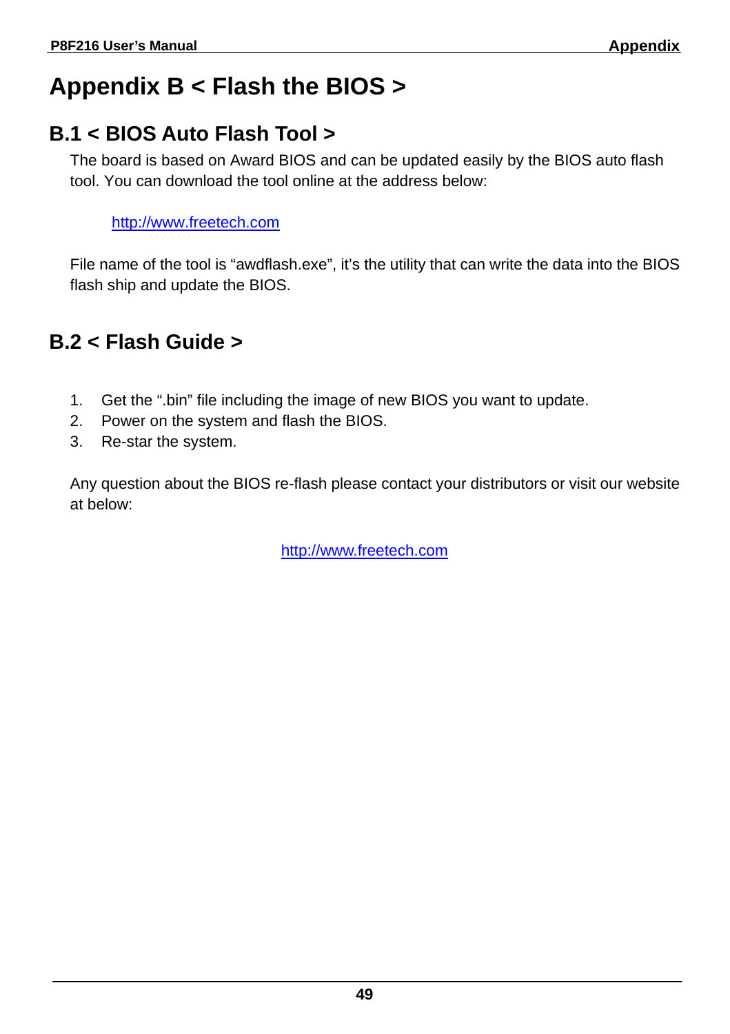# Appendix B < Flash the BIOS >

## B.1 < BIOS Auto Flash Tool >

The board is based on Award BIOS and can be updated easily by the BIOS auto flash tool. You can download the tool online at the address below:

http://www.freetech.com

File name of the tool is “awdflash.exe”, it’s the utility that can write the data into the BIOS flash ship and update the BIOS.

## B.2 < Flash Guide >

1. Get the “.bin” file including the image of new BIOS you want to update.
2. Power on the system and flash the BIOS.
3. Re-star the system.

Any question about the BIOS re-flash please contact your distributors or visit our website at below:

http://www.freetech.com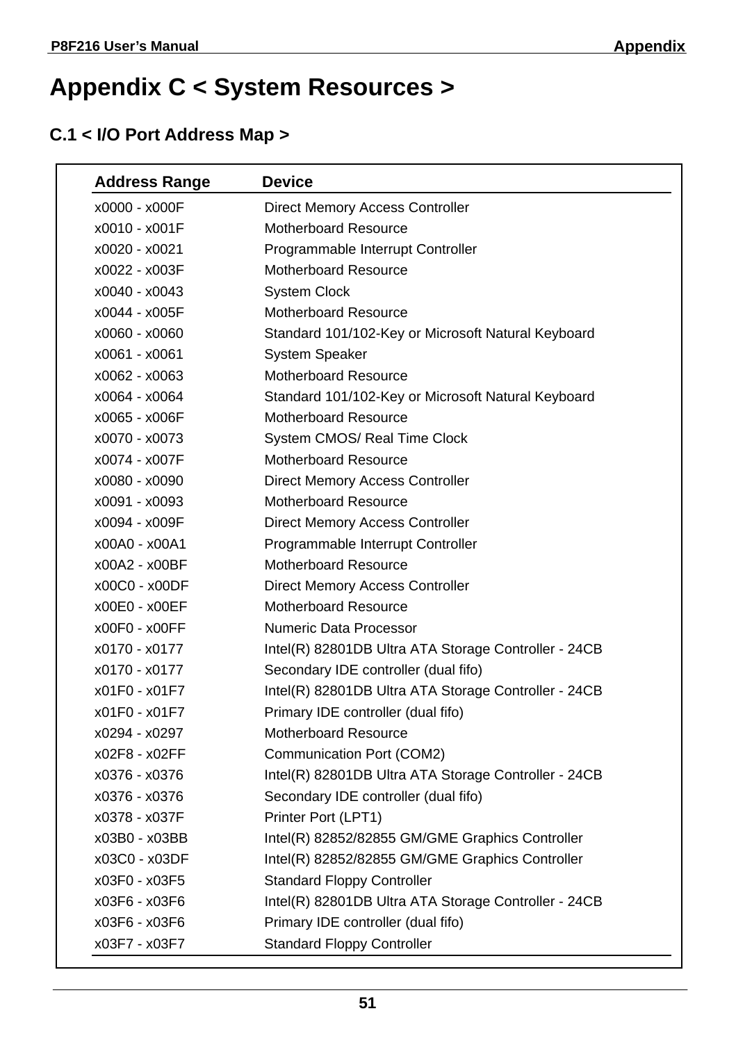# Appendix C < System Resources >

## C.1 < I/O Port Address Map >

| Address Range | Device |
|---|---|
| x0000 - x000F | Direct Memory Access Controller |
| x0010 - x001F | Motherboard Resource |
| x0020 - x0021 | Programmable Interrupt Controller |
| x0022 - x003F | Motherboard Resource |
| x0040 - x0043 | System Clock |
| x0044 - x005F | Motherboard Resource |
| x0060 - x0060 | Standard 101/102-Key or Microsoft Natural Keyboard |
| x0061 - x0061 | System Speaker |
| x0062 - x0063 | Motherboard Resource |
| x0064 - x0064 | Standard 101/102-Key or Microsoft Natural Keyboard |
| x0065 - x006F | Motherboard Resource |
| x0070 - x0073 | System CMOS/ Real Time Clock |
| x0074 - x007F | Motherboard Resource |
| x0080 - x0090 | Direct Memory Access Controller |
| x0091 - x0093 | Motherboard Resource |
| x0094 - x009F | Direct Memory Access Controller |
| x00A0 - x00A1 | Programmable Interrupt Controller |
| x00A2 - x00BF | Motherboard Resource |
| x00C0 - x00DF | Direct Memory Access Controller |
| x00E0 - x00EF | Motherboard Resource |
| x00F0 - x00FF | Numeric Data Processor |
| x0170 - x0177 | Intel(R) 82801DB Ultra ATA Storage Controller - 24CB |
| x0170 - x0177 | Secondary IDE controller (dual fifo) |
| x01F0 - x01F7 | Intel(R) 82801DB Ultra ATA Storage Controller - 24CB |
| x01F0 - x01F7 | Primary IDE controller (dual fifo) |
| x0294 - x0297 | Motherboard Resource |
| x02F8 - x02FF | Communication Port (COM2) |
| x0376 - x0376 | Intel(R) 82801DB Ultra ATA Storage Controller - 24CB |
| x0376 - x0376 | Secondary IDE controller (dual fifo) |
| x0378 - x037F | Printer Port (LPT1) |
| x03B0 - x03BB | Intel(R) 82852/82855 GM/GME Graphics Controller |
| x03C0 - x03DF | Intel(R) 82852/82855 GM/GME Graphics Controller |
| x03F0 - x03F5 | Standard Floppy Controller |
| x03F6 - x03F6 | Intel(R) 82801DB Ultra ATA Storage Controller - 24CB |
| x03F6 - x03F6 | Primary IDE controller (dual fifo) |
| x03F7 - x03F7 | Standard Floppy Controller |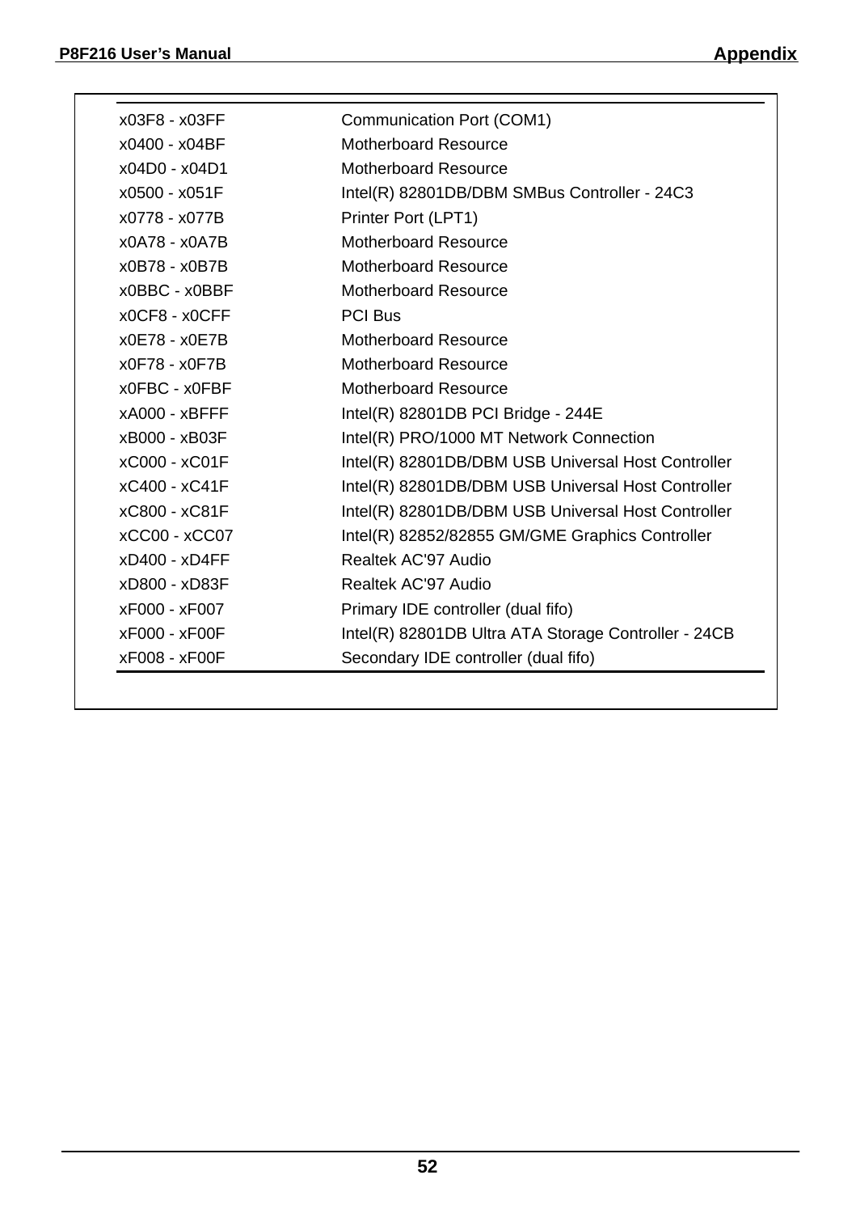| | |
|---|---|
| x03F8 - x03FF | Communication Port (COM1) |
| x0400 - x04BF | Motherboard Resource |
| x04D0 - x04D1 | Motherboard Resource |
| x0500 - x051F | Intel(R) 82801DB/DBM SMBus Controller - 24C3 |
| x0778 - x077B | Printer Port (LPT1) |
| x0A78 - x0A7B | Motherboard Resource |
| x0B78 - x0B7B | Motherboard Resource |
| x0BBC - x0BBF | Motherboard Resource |
| x0CF8 - x0CFF | PCI Bus |
| x0E78 - x0E7B | Motherboard Resource |
| x0F78 - x0F7B | Motherboard Resource |
| x0FBC - x0FBF | Motherboard Resource |
| xA000 - xBFFF | Intel(R) 82801DB PCI Bridge - 244E |
| xB000 - xB03F | Intel(R) PRO/1000 MT Network Connection |
| xC000 - xC01F | Intel(R) 82801DB/DBM USB Universal Host Controller |
| xC400 - xC41F | Intel(R) 82801DB/DBM USB Universal Host Controller |
| xC800 - xC81F | Intel(R) 82801DB/DBM USB Universal Host Controller |
| xCC00 - xCC07 | Intel(R) 82852/82855 GM/GME Graphics Controller |
| xD400 - xD4FF | Realtek AC'97 Audio |
| xD800 - xD83F | Realtek AC'97 Audio |
| xF000 - xF007 | Primary IDE controller (dual fifo) |
| xF000 - xF00F | Intel(R) 82801DB Ultra ATA Storage Controller - 24CB |
| xF008 - xF00F | Secondary IDE controller (dual fifo) |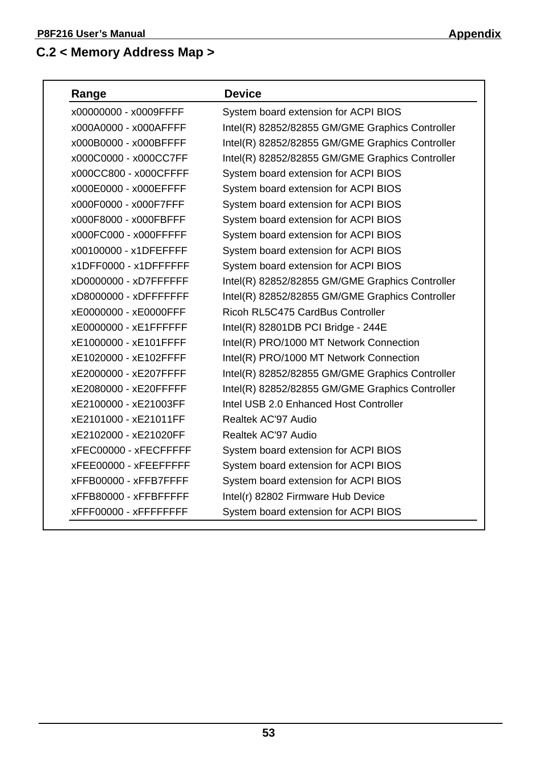## C.2 < Memory Address Map >

| Range | Device |
|---|---|
| x00000000 - x0009FFFF | System board extension for ACPI BIOS |
| x000A0000 - x000AFFFF | Intel(R) 82852/82855 GM/GME Graphics Controller |
| x000B0000 - x000BFFFF | Intel(R) 82852/82855 GM/GME Graphics Controller |
| x000C0000 - x000CC7FF | Intel(R) 82852/82855 GM/GME Graphics Controller |
| x000CC800 - x000CFFFF | System board extension for ACPI BIOS |
| x000E0000 - x000EFFFF | System board extension for ACPI BIOS |
| x000F0000 - x000F7FFF | System board extension for ACPI BIOS |
| x000F8000 - x000FBFFF | System board extension for ACPI BIOS |
| x000FC000 - x000FFFFF | System board extension for ACPI BIOS |
| x00100000 - x1DFEFFFF | System board extension for ACPI BIOS |
| x1DFF0000 - x1DFFFFFF | System board extension for ACPI BIOS |
| xD0000000 - xD7FFFFFF | Intel(R) 82852/82855 GM/GME Graphics Controller |
| xD8000000 - xDFFFFFFF | Intel(R) 82852/82855 GM/GME Graphics Controller |
| xE0000000 - xE0000FFF | Ricoh RL5C475 CardBus Controller |
| xE0000000 - xE1FFFFFF | Intel(R) 82801DB PCI Bridge - 244E |
| xE1000000 - xE101FFFF | Intel(R) PRO/1000 MT Network Connection |
| xE1020000 - xE102FFFF | Intel(R) PRO/1000 MT Network Connection |
| xE2000000 - xE207FFFF | Intel(R) 82852/82855 GM/GME Graphics Controller |
| xE2080000 - xE20FFFFF | Intel(R) 82852/82855 GM/GME Graphics Controller |
| xE2100000 - xE21003FF | Intel USB 2.0 Enhanced Host Controller |
| xE2101000 - xE21011FF | Realtek AC'97 Audio |
| xE2102000 - xE21020FF | Realtek AC'97 Audio |
| xFEC00000 - xFECFFFFF | System board extension for ACPI BIOS |
| xFEE00000 - xFEEFFFFF | System board extension for ACPI BIOS |
| xFFB00000 - xFFB7FFFF | System board extension for ACPI BIOS |
| xFFB80000 - xFFBFFFFF | Intel(r) 82802 Firmware Hub Device |
| xFFF00000 - xFFFFFFFF | System board extension for ACPI BIOS |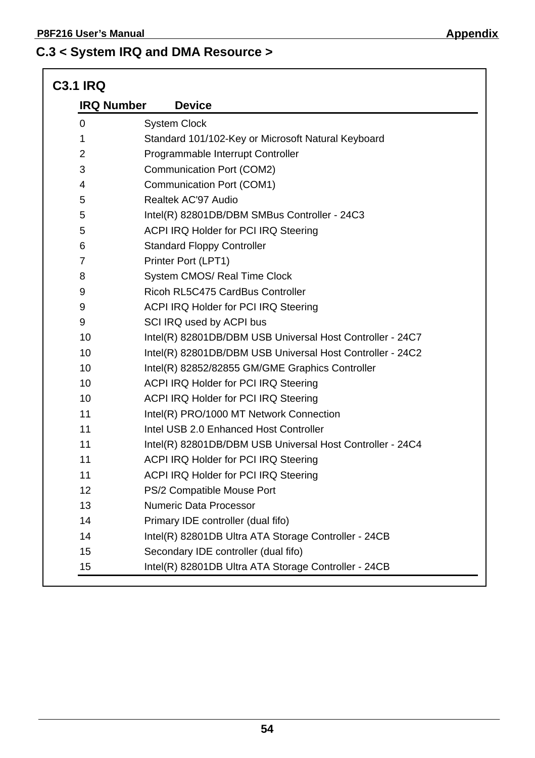## C.3 < System IRQ and DMA Resource >

### C3.1 IRQ

| IRQ Number | Device |
|---|---|
| 0 | System Clock |
| 1 | Standard 101/102-Key or Microsoft Natural Keyboard |
| 2 | Programmable Interrupt Controller |
| 3 | Communication Port (COM2) |
| 4 | Communication Port (COM1) |
| 5 | Realtek AC'97 Audio |
| 5 | Intel(R) 82801DB/DBM SMBus Controller - 24C3 |
| 5 | ACPI IRQ Holder for PCI IRQ Steering |
| 6 | Standard Floppy Controller |
| 7 | Printer Port (LPT1) |
| 8 | System CMOS/ Real Time Clock |
| 9 | Ricoh RL5C475 CardBus Controller |
| 9 | ACPI IRQ Holder for PCI IRQ Steering |
| 9 | SCI IRQ used by ACPI bus |
| 10 | Intel(R) 82801DB/DBM USB Universal Host Controller - 24C7 |
| 10 | Intel(R) 82801DB/DBM USB Universal Host Controller - 24C2 |
| 10 | Intel(R) 82852/82855 GM/GME Graphics Controller |
| 10 | ACPI IRQ Holder for PCI IRQ Steering |
| 10 | ACPI IRQ Holder for PCI IRQ Steering |
| 11 | Intel(R) PRO/1000 MT Network Connection |
| 11 | Intel USB 2.0 Enhanced Host Controller |
| 11 | Intel(R) 82801DB/DBM USB Universal Host Controller - 24C4 |
| 11 | ACPI IRQ Holder for PCI IRQ Steering |
| 11 | ACPI IRQ Holder for PCI IRQ Steering |
| 12 | PS/2 Compatible Mouse Port |
| 13 | Numeric Data Processor |
| 14 | Primary IDE controller (dual fifo) |
| 14 | Intel(R) 82801DB Ultra ATA Storage Controller - 24CB |
| 15 | Secondary IDE controller (dual fifo) |
| 15 | Intel(R) 82801DB Ultra ATA Storage Controller - 24CB |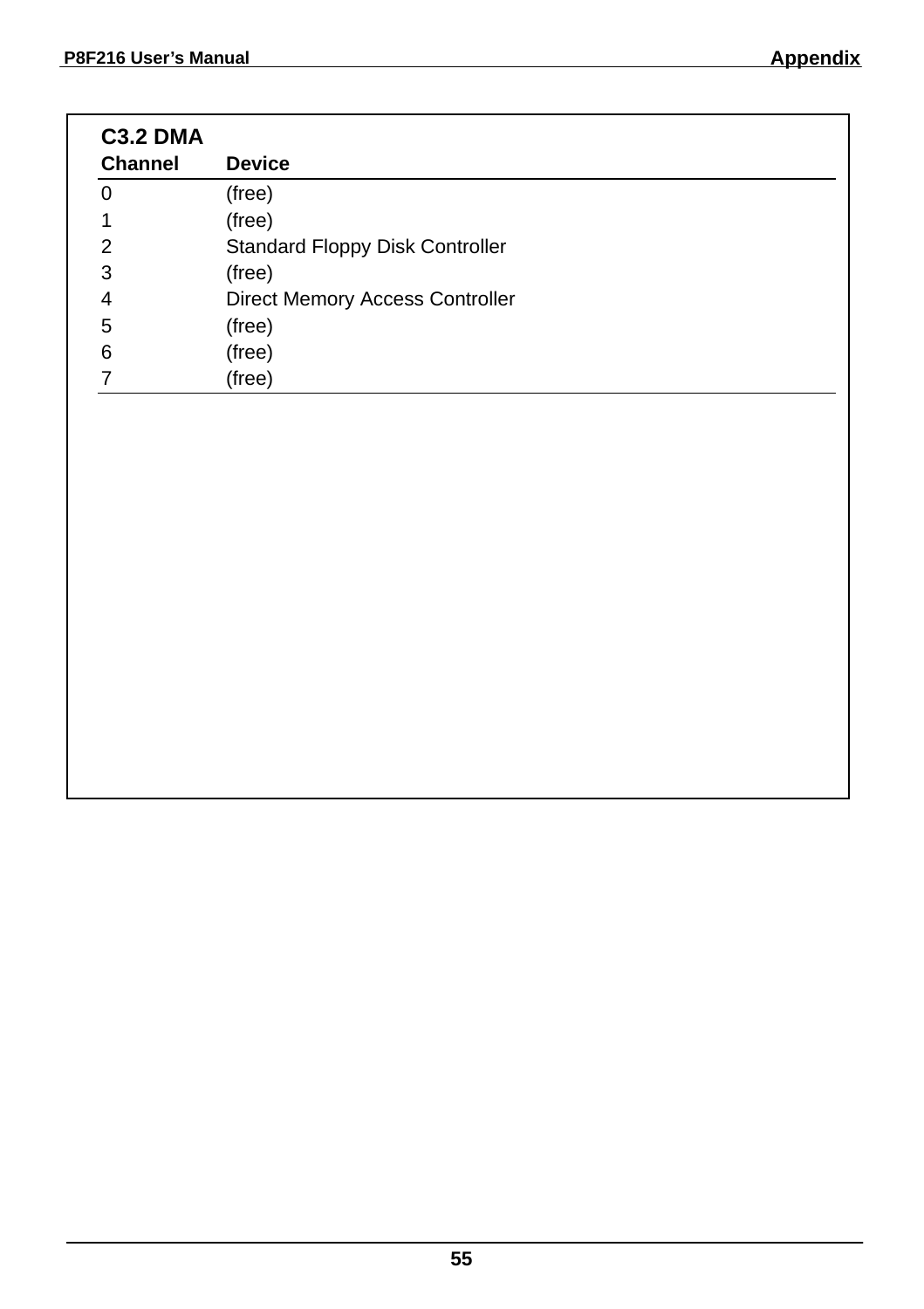### C3.2 DMA

| Channel | Device |
|---|---|
| 0 | (free) |
| 1 | (free) |
| 2 | Standard Floppy Disk Controller |
| 3 | (free) |
| 4 | Direct Memory Access Controller |
| 5 | (free) |
| 6 | (free) |
| 7 | (free) |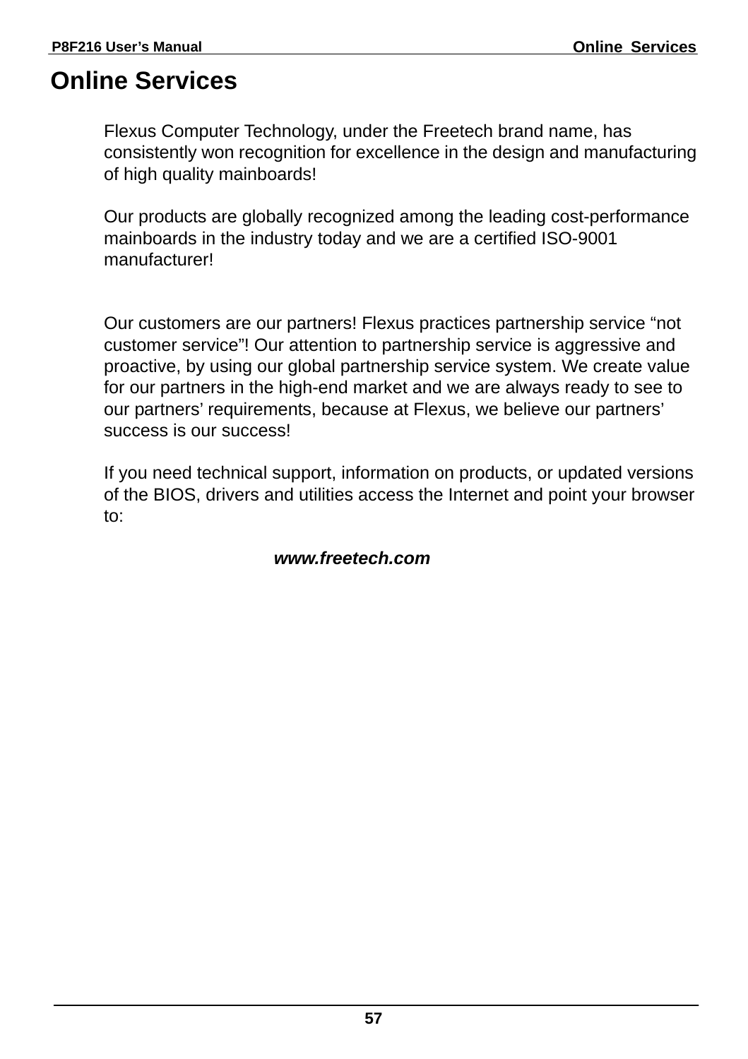# Online Services

Flexus Computer Technology, under the Freetech brand name, has consistently won recognition for excellence in the design and manufacturing of high quality mainboards!

Our products are globally recognized among the leading cost-performance mainboards in the industry today and we are a certified ISO-9001 manufacturer!

Our customers are our partners! Flexus practices partnership service "not customer service"! Our attention to partnership service is aggressive and proactive, by using our global partnership service system. We create value for our partners in the high-end market and we are always ready to see to our partners' requirements, because at Flexus, we believe our partners' success is our success!

If you need technical support, information on products, or updated versions of the BIOS, drivers and utilities access the Internet and point your browser to:

***www.freetech.com***